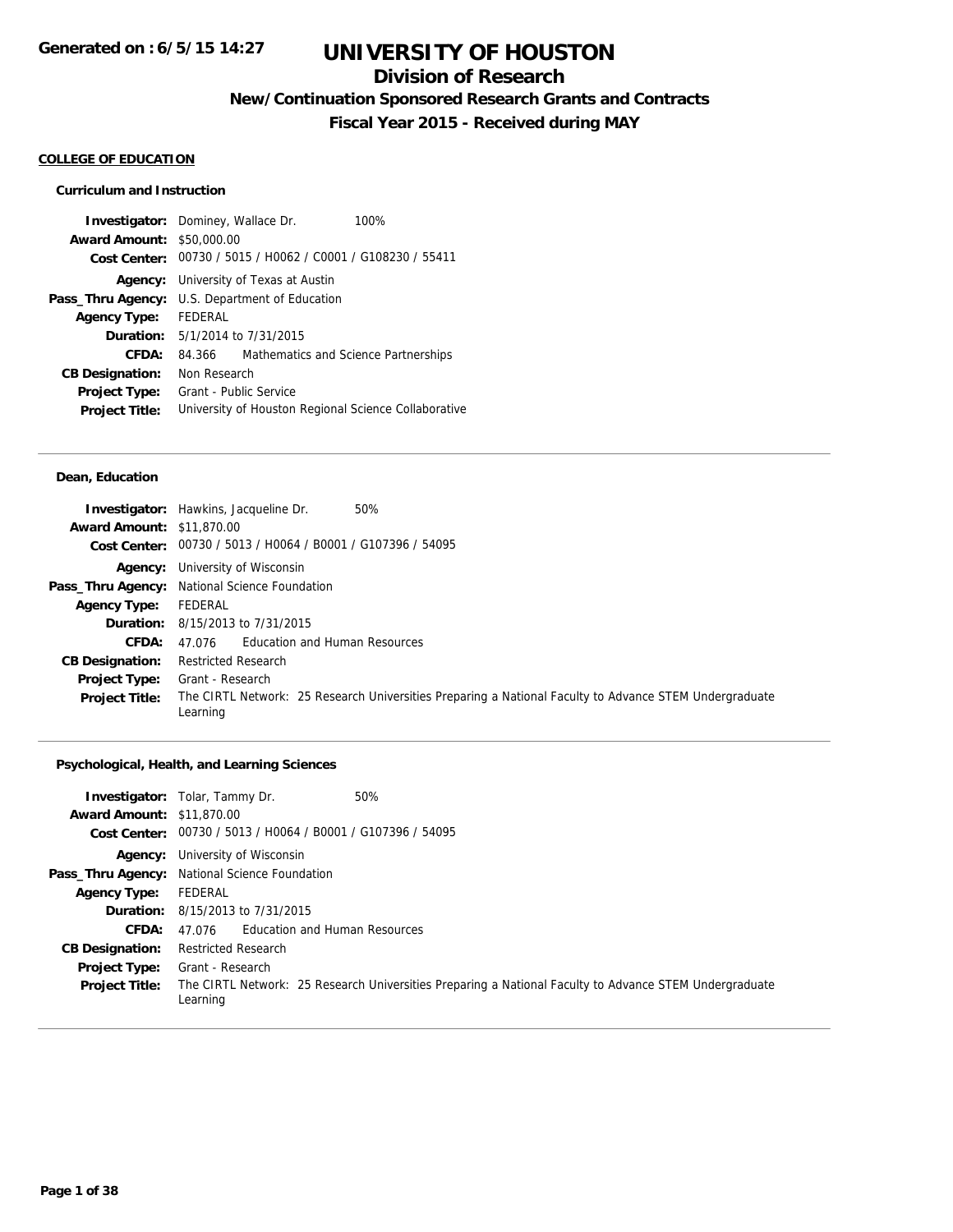Generated on : 6/5/15 14:27

# UNIVERSITY OF HOUSTON

## Division of Research

### New/Continuation Sponsored Research Grants and Contracts

### Fiscal Year 2015 - Received during MAY

**COLLEGE OF EDUCATION**

**Curriculum and Instruction**

| | |
|---|---|
| **Investigator:** | Dominey, Wallace Dr. 100% |
| **Award Amount:** | $50,000.00 |
| **Cost Center:** | 00730 / 5015 / H0062 / C0001 / G108230 / 55411 |
| **Agency:** | University of Texas at Austin |
| **Pass_Thru Agency:** | U.S. Department of Education |
| **Agency Type:** | FEDERAL |
| **Duration:** | 5/1/2014 to 7/31/2015 |
| **CFDA:** | 84.366 Mathematics and Science Partnerships |
| **CB Designation:** | Non Research |
| **Project Type:** | Grant - Public Service |
| **Project Title:** | University of Houston Regional Science Collaborative |

---

**Dean, Education**

| | |
|---|---|
| **Investigator:** | Hawkins, Jacqueline Dr. 50% |
| **Award Amount:** | $11,870.00 |
| **Cost Center:** | 00730 / 5013 / H0064 / B0001 / G107396 / 54095 |
| **Agency:** | University of Wisconsin |
| **Pass_Thru Agency:** | National Science Foundation |
| **Agency Type:** | FEDERAL |
| **Duration:** | 8/15/2013 to 7/31/2015 |
| **CFDA:** | 47.076 Education and Human Resources |
| **CB Designation:** | Restricted Research |
| **Project Type:** | Grant - Research |
| **Project Title:** | The CIRTL Network: 25 Research Universities Preparing a National Faculty to Advance STEM Undergraduate Learning |

---

**Psychological, Health, and Learning Sciences**

| | |
|---|---|
| **Investigator:** | Tolar, Tammy Dr. 50% |
| **Award Amount:** | $11,870.00 |
| **Cost Center:** | 00730 / 5013 / H0064 / B0001 / G107396 / 54095 |
| **Agency:** | University of Wisconsin |
| **Pass_Thru Agency:** | National Science Foundation |
| **Agency Type:** | FEDERAL |
| **Duration:** | 8/15/2013 to 7/31/2015 |
| **CFDA:** | 47.076 Education and Human Resources |
| **CB Designation:** | Restricted Research |
| **Project Type:** | Grant - Research |
| **Project Title:** | The CIRTL Network: 25 Research Universities Preparing a National Faculty to Advance STEM Undergraduate Learning |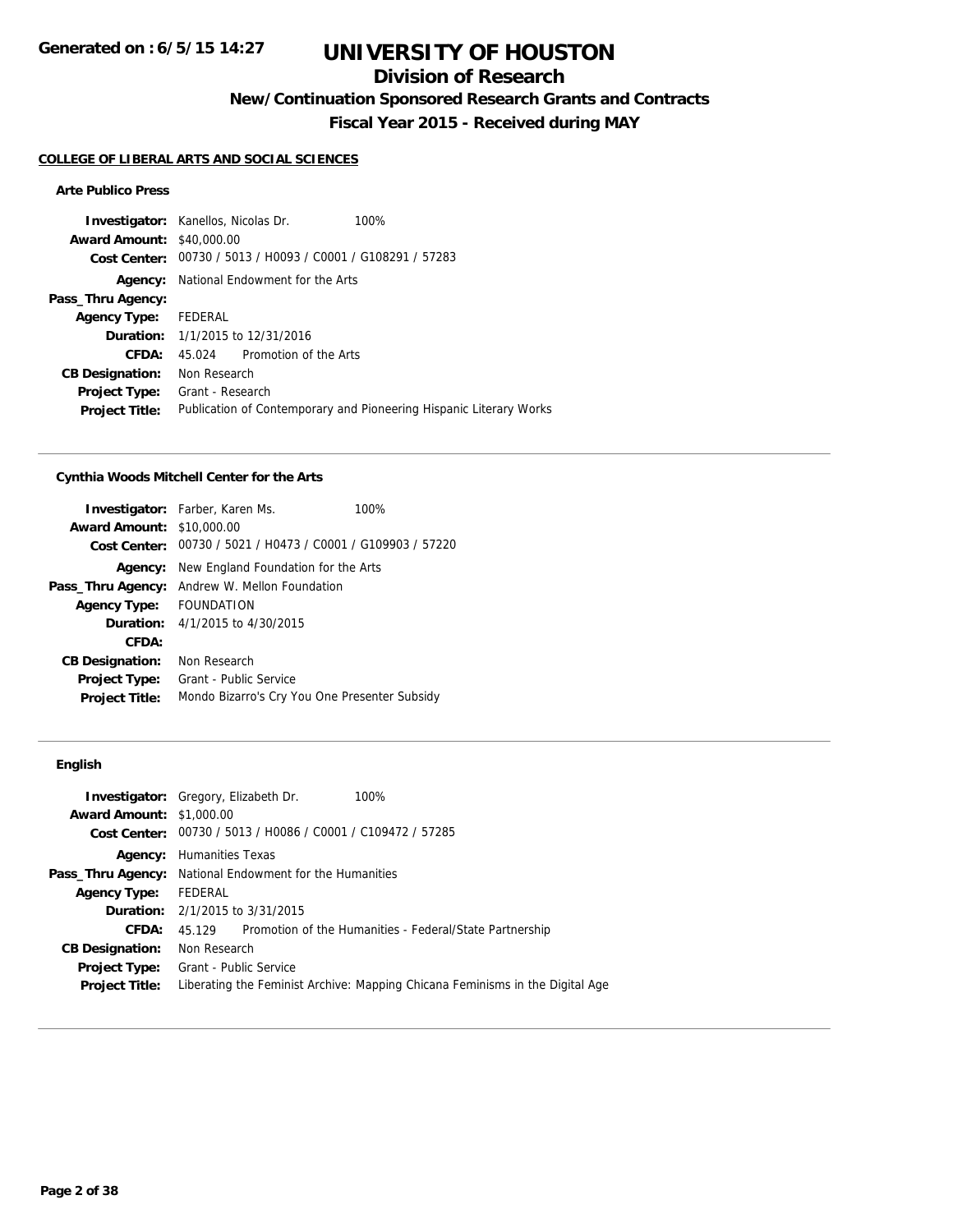# UNIVERSITY OF HOUSTON

## Division of Research

### New/Continuation Sponsored Research Grants and Contracts

### Fiscal Year 2015 - Received during MAY

**COLLEGE OF LIBERAL ARTS AND SOCIAL SCIENCES**

#### Arte Publico Press

**Investigator:** Kanellos, Nicolas Dr. 100%
**Award Amount:** $40,000.00
**Cost Center:** 00730 / 5013 / H0093 / C0001 / G108291 / 57283
**Agency:** National Endowment for the Arts
**Pass_Thru Agency:**
**Agency Type:** FEDERAL
**Duration:** 1/1/2015 to 12/31/2016
**CFDA:** 45.024 Promotion of the Arts
**CB Designation:** Non Research
**Project Type:** Grant - Research
**Project Title:** Publication of Contemporary and Pioneering Hispanic Literary Works

---

#### Cynthia Woods Mitchell Center for the Arts

**Investigator:** Farber, Karen Ms. 100%
**Award Amount:** $10,000.00
**Cost Center:** 00730 / 5021 / H0473 / C0001 / G109903 / 57220
**Agency:** New England Foundation for the Arts
**Pass_Thru Agency:** Andrew W. Mellon Foundation
**Agency Type:** FOUNDATION
**Duration:** 4/1/2015 to 4/30/2015
**CFDA:**
**CB Designation:** Non Research
**Project Type:** Grant - Public Service
**Project Title:** Mondo Bizarro's Cry You One Presenter Subsidy

---

#### English

**Investigator:** Gregory, Elizabeth Dr. 100%
**Award Amount:** $1,000.00
**Cost Center:** 00730 / 5013 / H0086 / C0001 / C109472 / 57285
**Agency:** Humanities Texas
**Pass_Thru Agency:** National Endowment for the Humanities
**Agency Type:** FEDERAL
**Duration:** 2/1/2015 to 3/31/2015
**CFDA:** 45.129 Promotion of the Humanities - Federal/State Partnership
**CB Designation:** Non Research
**Project Type:** Grant - Public Service
**Project Title:** Liberating the Feminist Archive: Mapping Chicana Feminisms in the Digital Age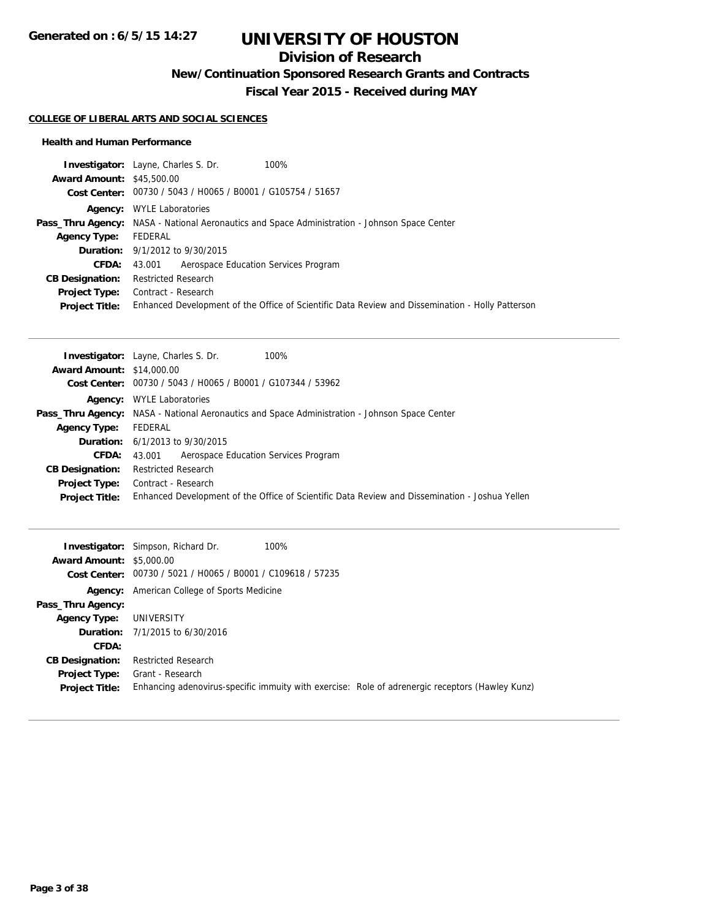# UNIVERSITY OF HOUSTON

## Division of Research

### New/Continuation Sponsored Research Grants and Contracts

### Fiscal Year 2015 - Received during MAY

**Generated on : 6/5/15 14:27**

**COLLEGE OF LIBERAL ARTS AND SOCIAL SCIENCES**

**Health and Human Performance**

| | |
|---|---|
| **Investigator:** | Layne, Charles S. Dr. 100% |
| **Award Amount:** | $45,500.00 |
| **Cost Center:** | 00730 / 5043 / H0065 / B0001 / G105754 / 51657 |
| **Agency:** | WYLE Laboratories |
| **Pass_Thru Agency:** | NASA - National Aeronautics and Space Administration - Johnson Space Center |
| **Agency Type:** | FEDERAL |
| **Duration:** | 9/1/2012 to 9/30/2015 |
| **CFDA:** | 43.001 Aerospace Education Services Program |
| **CB Designation:** | Restricted Research |
| **Project Type:** | Contract - Research |
| **Project Title:** | Enhanced Development of the Office of Scientific Data Review and Dissemination - Holly Patterson |

---

| | |
|---|---|
| **Investigator:** | Layne, Charles S. Dr. 100% |
| **Award Amount:** | $14,000.00 |
| **Cost Center:** | 00730 / 5043 / H0065 / B0001 / G107344 / 53962 |
| **Agency:** | WYLE Laboratories |
| **Pass_Thru Agency:** | NASA - National Aeronautics and Space Administration - Johnson Space Center |
| **Agency Type:** | FEDERAL |
| **Duration:** | 6/1/2013 to 9/30/2015 |
| **CFDA:** | 43.001 Aerospace Education Services Program |
| **CB Designation:** | Restricted Research |
| **Project Type:** | Contract - Research |
| **Project Title:** | Enhanced Development of the Office of Scientific Data Review and Dissemination - Joshua Yellen |

---

| | |
|---|---|
| **Investigator:** | Simpson, Richard Dr. 100% |
| **Award Amount:** | $5,000.00 |
| **Cost Center:** | 00730 / 5021 / H0065 / B0001 / C109618 / 57235 |
| **Agency:** | American College of Sports Medicine |
| **Pass_Thru Agency:** | |
| **Agency Type:** | UNIVERSITY |
| **Duration:** | 7/1/2015 to 6/30/2016 |
| **CFDA:** | |
| **CB Designation:** | Restricted Research |
| **Project Type:** | Grant - Research |
| **Project Title:** | Enhancing adenovirus-specific immuity with exercise: Role of adrenergic receptors (Hawley Kunz) |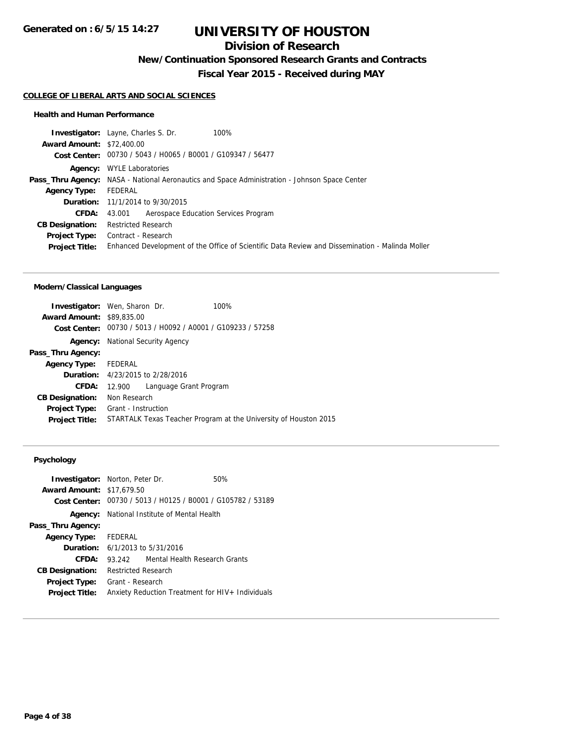# UNIVERSITY OF HOUSTON

## Division of Research

### New/Continuation Sponsored Research Grants and Contracts

### Fiscal Year 2015 - Received during MAY

**Generated on : 6/5/15 14:27**

**COLLEGE OF LIBERAL ARTS AND SOCIAL SCIENCES**

#### Health and Human Performance

**Investigator:** Layne, Charles S. Dr. 100%
**Award Amount:** $72,400.00
**Cost Center:** 00730 / 5043 / H0065 / B0001 / G109347 / 56477
**Agency:** WYLE Laboratories
**Pass_Thru Agency:** NASA - National Aeronautics and Space Administration - Johnson Space Center
**Agency Type:** FEDERAL
**Duration:** 11/1/2014 to 9/30/2015
**CFDA:** 43.001 Aerospace Education Services Program
**CB Designation:** Restricted Research
**Project Type:** Contract - Research
**Project Title:** Enhanced Development of the Office of Scientific Data Review and Dissemination - Malinda Moller

---

#### Modern/Classical Languages

**Investigator:** Wen, Sharon Dr. 100%
**Award Amount:** $89,835.00
**Cost Center:** 00730 / 5013 / H0092 / A0001 / G109233 / 57258
**Agency:** National Security Agency
**Pass_Thru Agency:**
**Agency Type:** FEDERAL
**Duration:** 4/23/2015 to 2/28/2016
**CFDA:** 12.900 Language Grant Program
**CB Designation:** Non Research
**Project Type:** Grant - Instruction
**Project Title:** STARTALK Texas Teacher Program at the University of Houston 2015

---

#### Psychology

**Investigator:** Norton, Peter Dr. 50%
**Award Amount:** $17,679.50
**Cost Center:** 00730 / 5013 / H0125 / B0001 / G105782 / 53189
**Agency:** National Institute of Mental Health
**Pass_Thru Agency:**
**Agency Type:** FEDERAL
**Duration:** 6/1/2013 to 5/31/2016
**CFDA:** 93.242 Mental Health Research Grants
**CB Designation:** Restricted Research
**Project Type:** Grant - Research
**Project Title:** Anxiety Reduction Treatment for HIV+ Individuals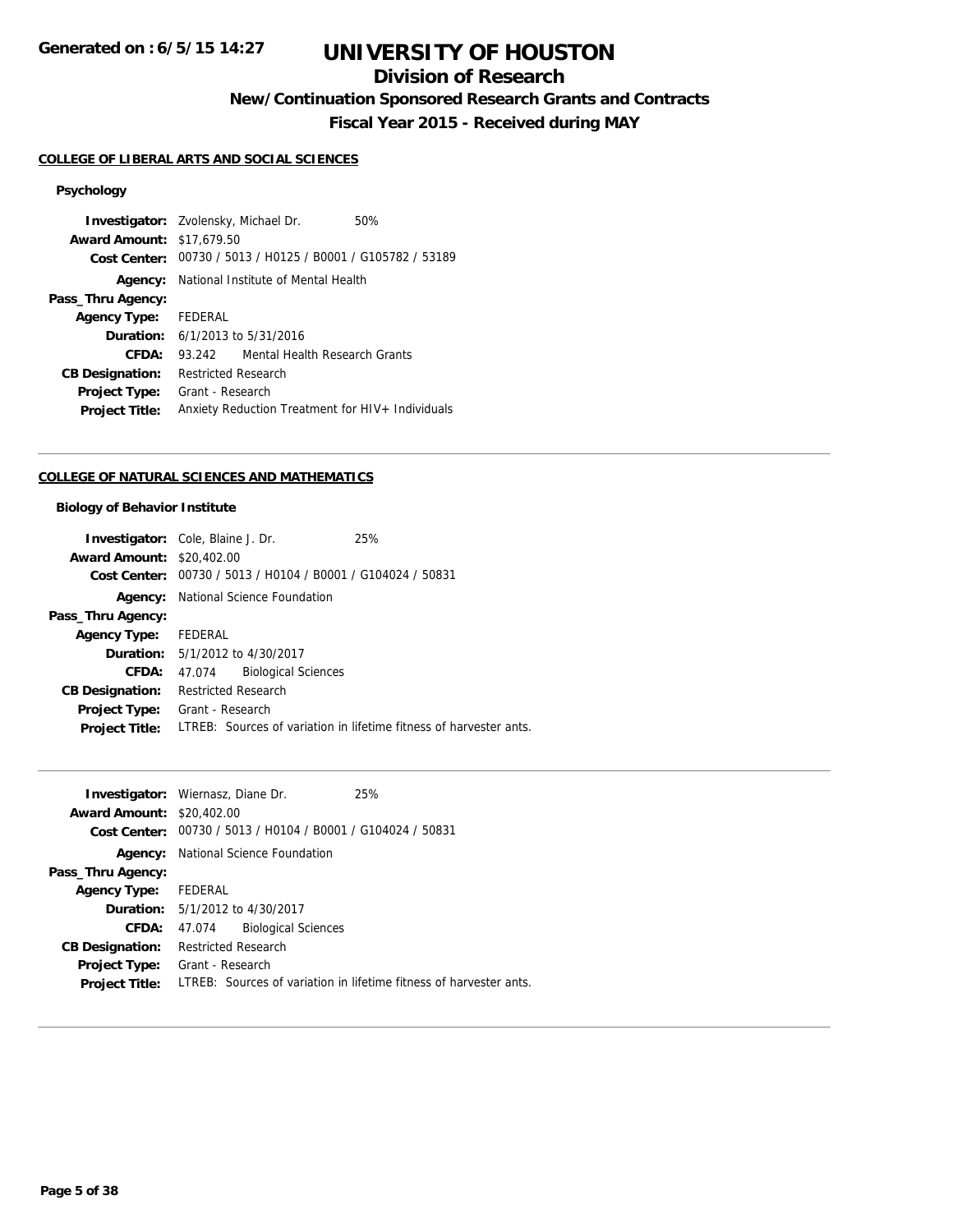# UNIVERSITY OF HOUSTON

## Division of Research

### New/Continuation Sponsored Research Grants and Contracts

### Fiscal Year 2015 - Received during MAY

Generated on : 6/5/15 14:27

**COLLEGE OF LIBERAL ARTS AND SOCIAL SCIENCES**

**Psychology**

**Investigator:** Zvolensky, Michael Dr. 50%
**Award Amount:** $17,679.50
**Cost Center:** 00730 / 5013 / H0125 / B0001 / G105782 / 53189
**Agency:** National Institute of Mental Health
**Pass_Thru Agency:**
**Agency Type:** FEDERAL
**Duration:** 6/1/2013 to 5/31/2016
**CFDA:** 93.242 Mental Health Research Grants
**CB Designation:** Restricted Research
**Project Type:** Grant - Research
**Project Title:** Anxiety Reduction Treatment for HIV+ Individuals

---

**COLLEGE OF NATURAL SCIENCES AND MATHEMATICS**

**Biology of Behavior Institute**

**Investigator:** Cole, Blaine J. Dr. 25%
**Award Amount:** $20,402.00
**Cost Center:** 00730 / 5013 / H0104 / B0001 / G104024 / 50831
**Agency:** National Science Foundation
**Pass_Thru Agency:**
**Agency Type:** FEDERAL
**Duration:** 5/1/2012 to 4/30/2017
**CFDA:** 47.074 Biological Sciences
**CB Designation:** Restricted Research
**Project Type:** Grant - Research
**Project Title:** LTREB: Sources of variation in lifetime fitness of harvester ants.

---

**Investigator:** Wiernasz, Diane Dr. 25%
**Award Amount:** $20,402.00
**Cost Center:** 00730 / 5013 / H0104 / B0001 / G104024 / 50831
**Agency:** National Science Foundation
**Pass_Thru Agency:**
**Agency Type:** FEDERAL
**Duration:** 5/1/2012 to 4/30/2017
**CFDA:** 47.074 Biological Sciences
**CB Designation:** Restricted Research
**Project Type:** Grant - Research
**Project Title:** LTREB: Sources of variation in lifetime fitness of harvester ants.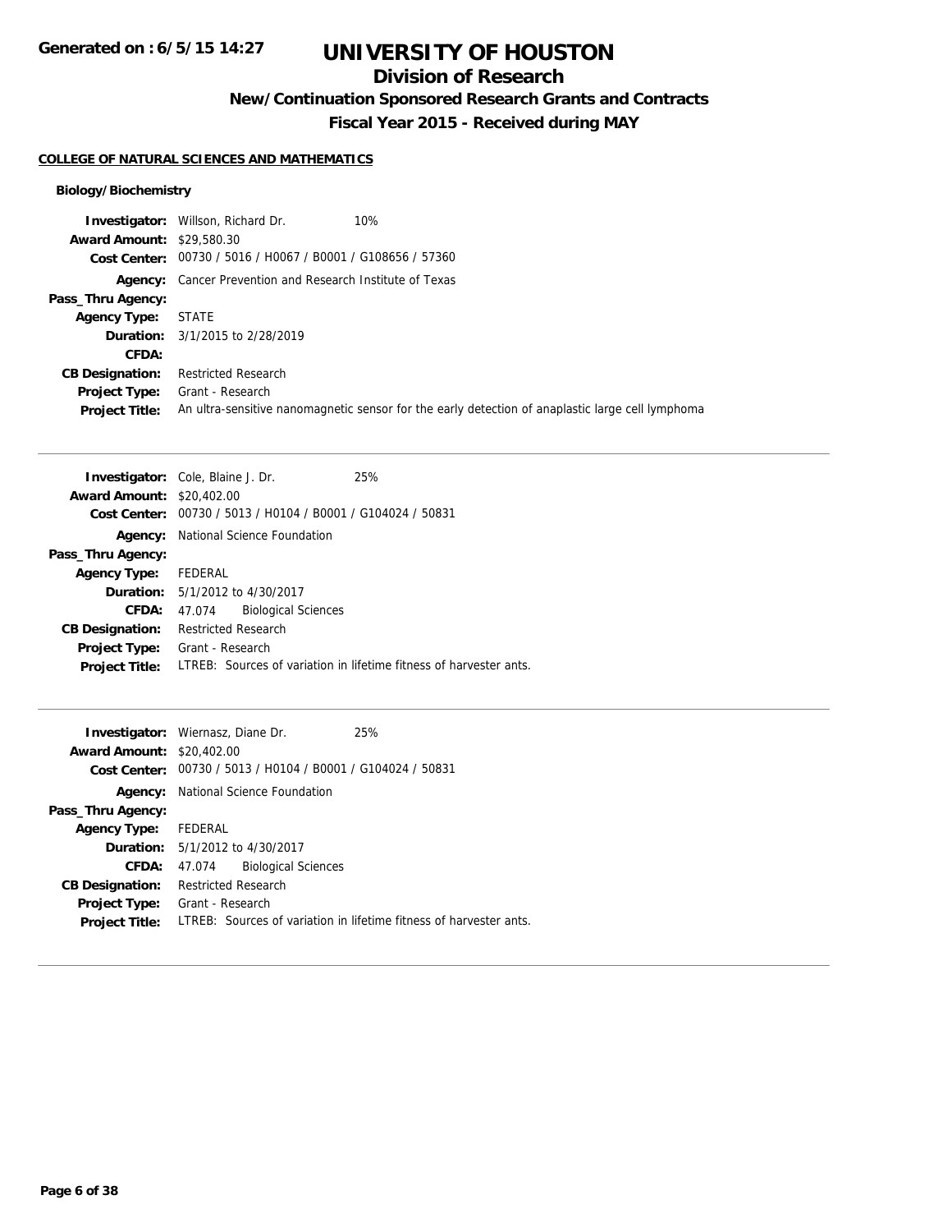# UNIVERSITY OF HOUSTON

## Division of Research

### New/Continuation Sponsored Research Grants and Contracts

### Fiscal Year 2015 - Received during MAY

**COLLEGE OF NATURAL SCIENCES AND MATHEMATICS**

**Biology/Biochemistry**

**Investigator:** Willson, Richard Dr. 10%
**Award Amount:** $29,580.30
**Cost Center:** 00730 / 5016 / H0067 / B0001 / G108656 / 57360
**Agency:** Cancer Prevention and Research Institute of Texas
**Pass_Thru Agency:**
**Agency Type:** STATE
**Duration:** 3/1/2015 to 2/28/2019
**CFDA:**
**CB Designation:** Restricted Research
**Project Type:** Grant - Research
**Project Title:** An ultra-sensitive nanomagnetic sensor for the early detection of anaplastic large cell lymphoma

---

**Investigator:** Cole, Blaine J. Dr. 25%
**Award Amount:** $20,402.00
**Cost Center:** 00730 / 5013 / H0104 / B0001 / G104024 / 50831
**Agency:** National Science Foundation
**Pass_Thru Agency:**
**Agency Type:** FEDERAL
**Duration:** 5/1/2012 to 4/30/2017
**CFDA:** 47.074 Biological Sciences
**CB Designation:** Restricted Research
**Project Type:** Grant - Research
**Project Title:** LTREB: Sources of variation in lifetime fitness of harvester ants.

---

**Investigator:** Wiernasz, Diane Dr. 25%
**Award Amount:** $20,402.00
**Cost Center:** 00730 / 5013 / H0104 / B0001 / G104024 / 50831
**Agency:** National Science Foundation
**Pass_Thru Agency:**
**Agency Type:** FEDERAL
**Duration:** 5/1/2012 to 4/30/2017
**CFDA:** 47.074 Biological Sciences
**CB Designation:** Restricted Research
**Project Type:** Grant - Research
**Project Title:** LTREB: Sources of variation in lifetime fitness of harvester ants.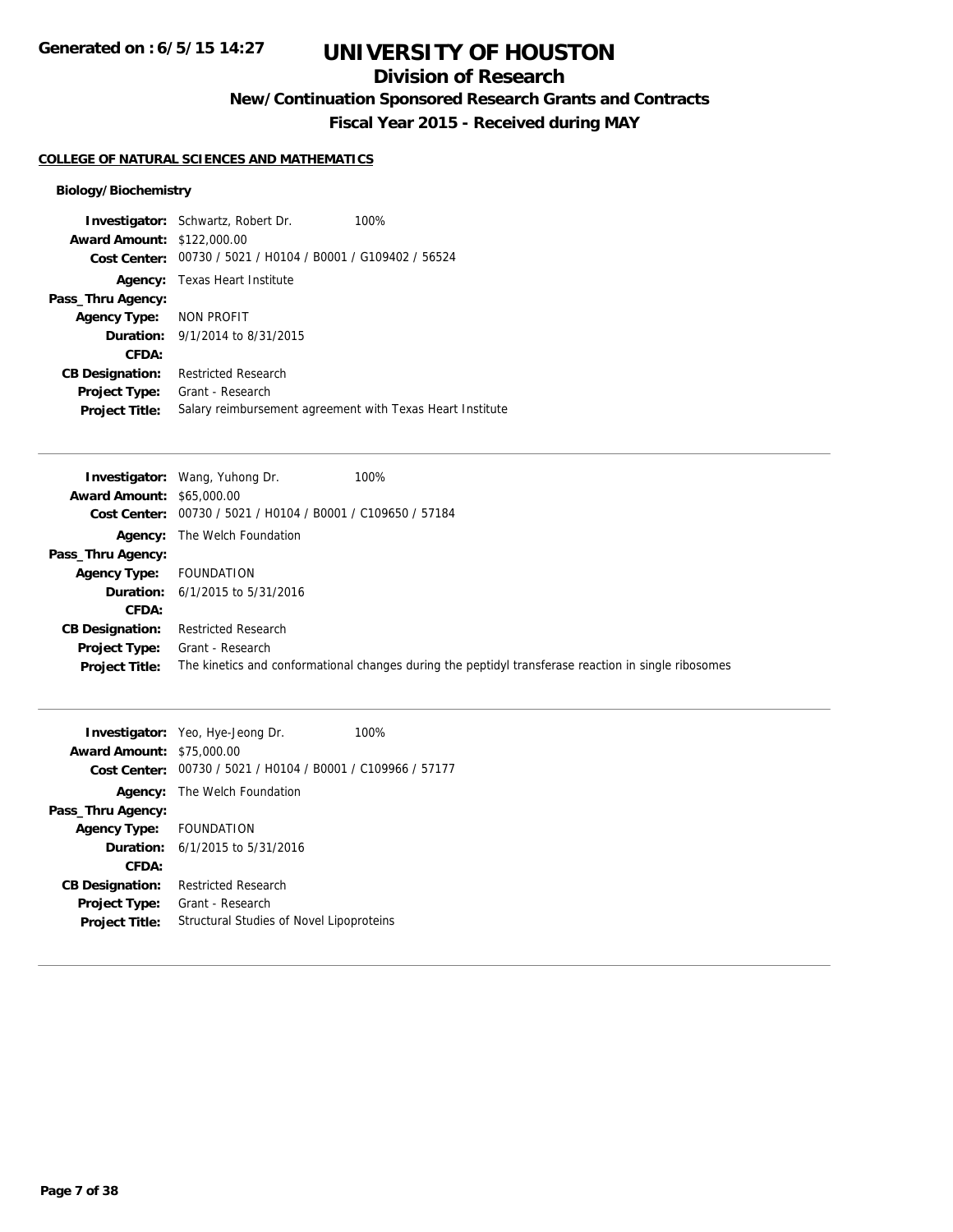# UNIVERSITY OF HOUSTON

## Division of Research

### New/Continuation Sponsored Research Grants and Contracts

### Fiscal Year 2015 - Received during MAY

**COLLEGE OF NATURAL SCIENCES AND MATHEMATICS**

**Biology/Biochemistry**

**Investigator:** Schwartz, Robert Dr. 100%
**Award Amount:** $122,000.00
**Cost Center:** 00730 / 5021 / H0104 / B0001 / G109402 / 56524
**Agency:** Texas Heart Institute
**Pass_Thru Agency:**
**Agency Type:** NON PROFIT
**Duration:** 9/1/2014 to 8/31/2015
**CFDA:**
**CB Designation:** Restricted Research
**Project Type:** Grant - Research
**Project Title:** Salary reimbursement agreement with Texas Heart Institute

---

**Investigator:** Wang, Yuhong Dr. 100%
**Award Amount:** $65,000.00
**Cost Center:** 00730 / 5021 / H0104 / B0001 / C109650 / 57184
**Agency:** The Welch Foundation
**Pass_Thru Agency:**
**Agency Type:** FOUNDATION
**Duration:** 6/1/2015 to 5/31/2016
**CFDA:**
**CB Designation:** Restricted Research
**Project Type:** Grant - Research
**Project Title:** The kinetics and conformational changes during the peptidyl transferase reaction in single ribosomes

---

**Investigator:** Yeo, Hye-Jeong Dr. 100%
**Award Amount:** $75,000.00
**Cost Center:** 00730 / 5021 / H0104 / B0001 / C109966 / 57177
**Agency:** The Welch Foundation
**Pass_Thru Agency:**
**Agency Type:** FOUNDATION
**Duration:** 6/1/2015 to 5/31/2016
**CFDA:**
**CB Designation:** Restricted Research
**Project Type:** Grant - Research
**Project Title:** Structural Studies of Novel Lipoproteins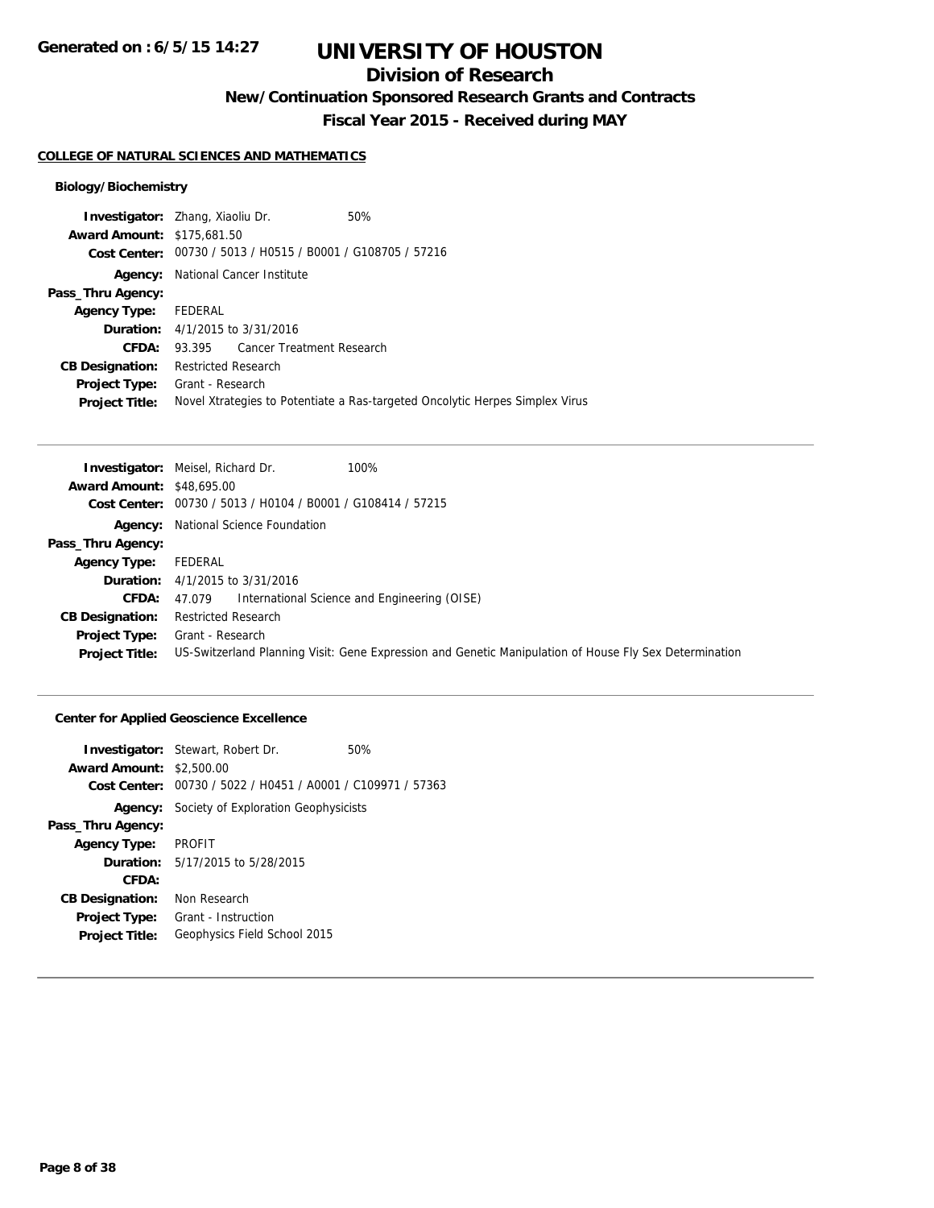# UNIVERSITY OF HOUSTON

## Division of Research

### New/Continuation Sponsored Research Grants and Contracts

### Fiscal Year 2015 - Received during MAY

Generated on : 6/5/15 14:27

**COLLEGE OF NATURAL SCIENCES AND MATHEMATICS**

**Biology/Biochemistry**

**Investigator:** Zhang, Xiaoliu Dr. 50%
**Award Amount:** $175,681.50
**Cost Center:** 00730 / 5013 / H0515 / B0001 / G108705 / 57216
**Agency:** National Cancer Institute
**Pass_Thru Agency:**
**Agency Type:** FEDERAL
**Duration:** 4/1/2015 to 3/31/2016
**CFDA:** 93.395 Cancer Treatment Research
**CB Designation:** Restricted Research
**Project Type:** Grant - Research
**Project Title:** Novel Xtrategies to Potentiate a Ras-targeted Oncolytic Herpes Simplex Virus

---

**Investigator:** Meisel, Richard Dr. 100%
**Award Amount:** $48,695.00
**Cost Center:** 00730 / 5013 / H0104 / B0001 / G108414 / 57215
**Agency:** National Science Foundation
**Pass_Thru Agency:**
**Agency Type:** FEDERAL
**Duration:** 4/1/2015 to 3/31/2016
**CFDA:** 47.079 International Science and Engineering (OISE)
**CB Designation:** Restricted Research
**Project Type:** Grant - Research
**Project Title:** US-Switzerland Planning Visit: Gene Expression and Genetic Manipulation of House Fly Sex Determination

---

**Center for Applied Geoscience Excellence**

**Investigator:** Stewart, Robert Dr. 50%
**Award Amount:** $2,500.00
**Cost Center:** 00730 / 5022 / H0451 / A0001 / C109971 / 57363
**Agency:** Society of Exploration Geophysicists
**Pass_Thru Agency:**
**Agency Type:** PROFIT
**Duration:** 5/17/2015 to 5/28/2015
**CFDA:**
**CB Designation:** Non Research
**Project Type:** Grant - Instruction
**Project Title:** Geophysics Field School 2015

---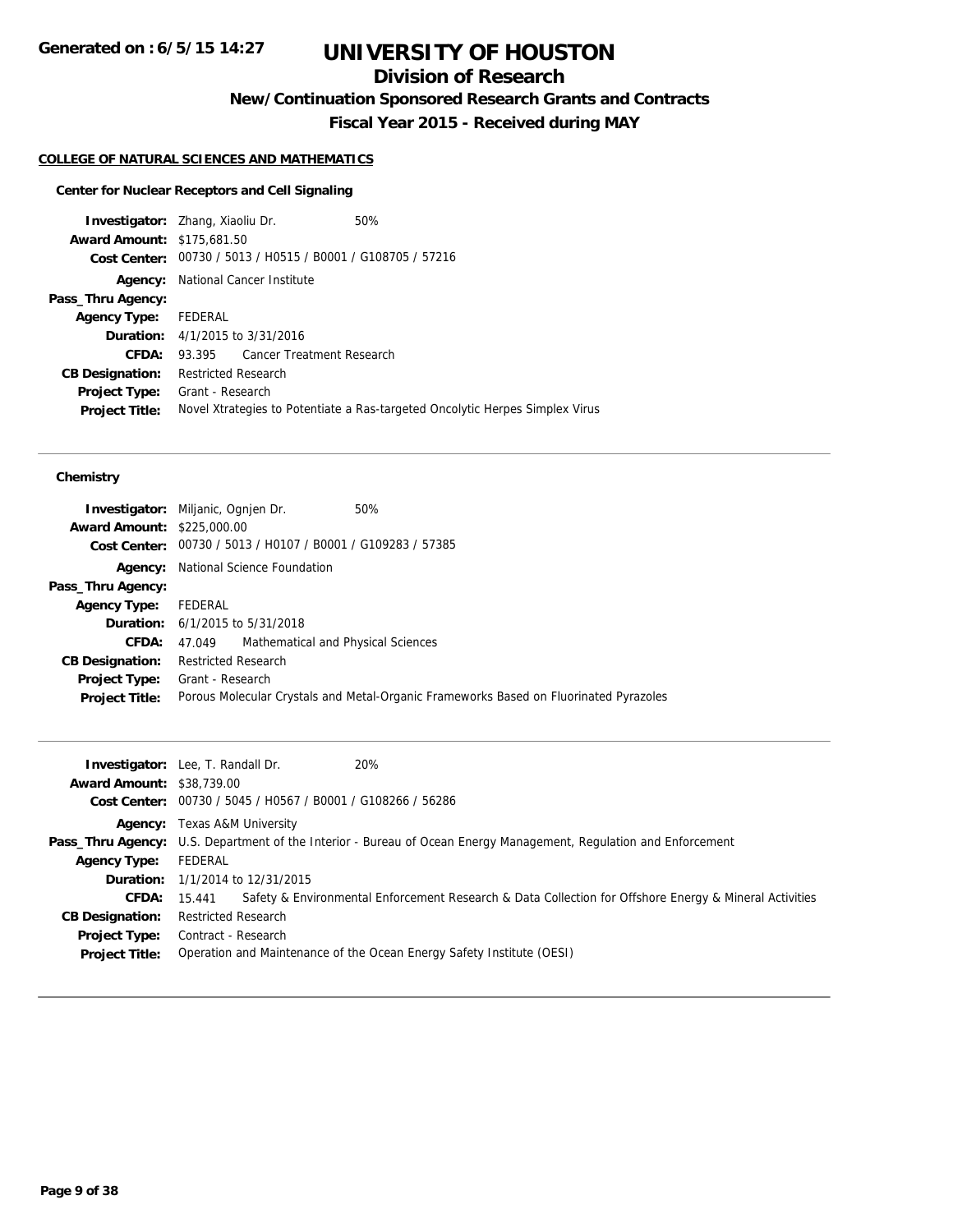# UNIVERSITY OF HOUSTON

## Division of Research

### New/Continuation Sponsored Research Grants and Contracts

### Fiscal Year 2015 - Received during MAY

Generated on : 6/5/15 14:27

#### COLLEGE OF NATURAL SCIENCES AND MATHEMATICS

##### Center for Nuclear Receptors and Cell Signaling

**Investigator:** Zhang, Xiaoliu Dr. 50%
**Award Amount:** $175,681.50
**Cost Center:** 00730 / 5013 / H0515 / B0001 / G108705 / 57216
**Agency:** National Cancer Institute
**Pass_Thru Agency:**
**Agency Type:** FEDERAL
**Duration:** 4/1/2015 to 3/31/2016
**CFDA:** 93.395 Cancer Treatment Research
**CB Designation:** Restricted Research
**Project Type:** Grant - Research
**Project Title:** Novel Xtrategies to Potentiate a Ras-targeted Oncolytic Herpes Simplex Virus

---

##### Chemistry

**Investigator:** Miljanic, Ognjen Dr. 50%
**Award Amount:** $225,000.00
**Cost Center:** 00730 / 5013 / H0107 / B0001 / G109283 / 57385
**Agency:** National Science Foundation
**Pass_Thru Agency:**
**Agency Type:** FEDERAL
**Duration:** 6/1/2015 to 5/31/2018
**CFDA:** 47.049 Mathematical and Physical Sciences
**CB Designation:** Restricted Research
**Project Type:** Grant - Research
**Project Title:** Porous Molecular Crystals and Metal-Organic Frameworks Based on Fluorinated Pyrazoles

---

**Investigator:** Lee, T. Randall Dr. 20%
**Award Amount:** $38,739.00
**Cost Center:** 00730 / 5045 / H0567 / B0001 / G108266 / 56286
**Agency:** Texas A&M University
**Pass_Thru Agency:** U.S. Department of the Interior - Bureau of Ocean Energy Management, Regulation and Enforcement
**Agency Type:** FEDERAL
**Duration:** 1/1/2014 to 12/31/2015
**CFDA:** 15.441 Safety & Environmental Enforcement Research & Data Collection for Offshore Energy & Mineral Activities
**CB Designation:** Restricted Research
**Project Type:** Contract - Research
**Project Title:** Operation and Maintenance of the Ocean Energy Safety Institute (OESI)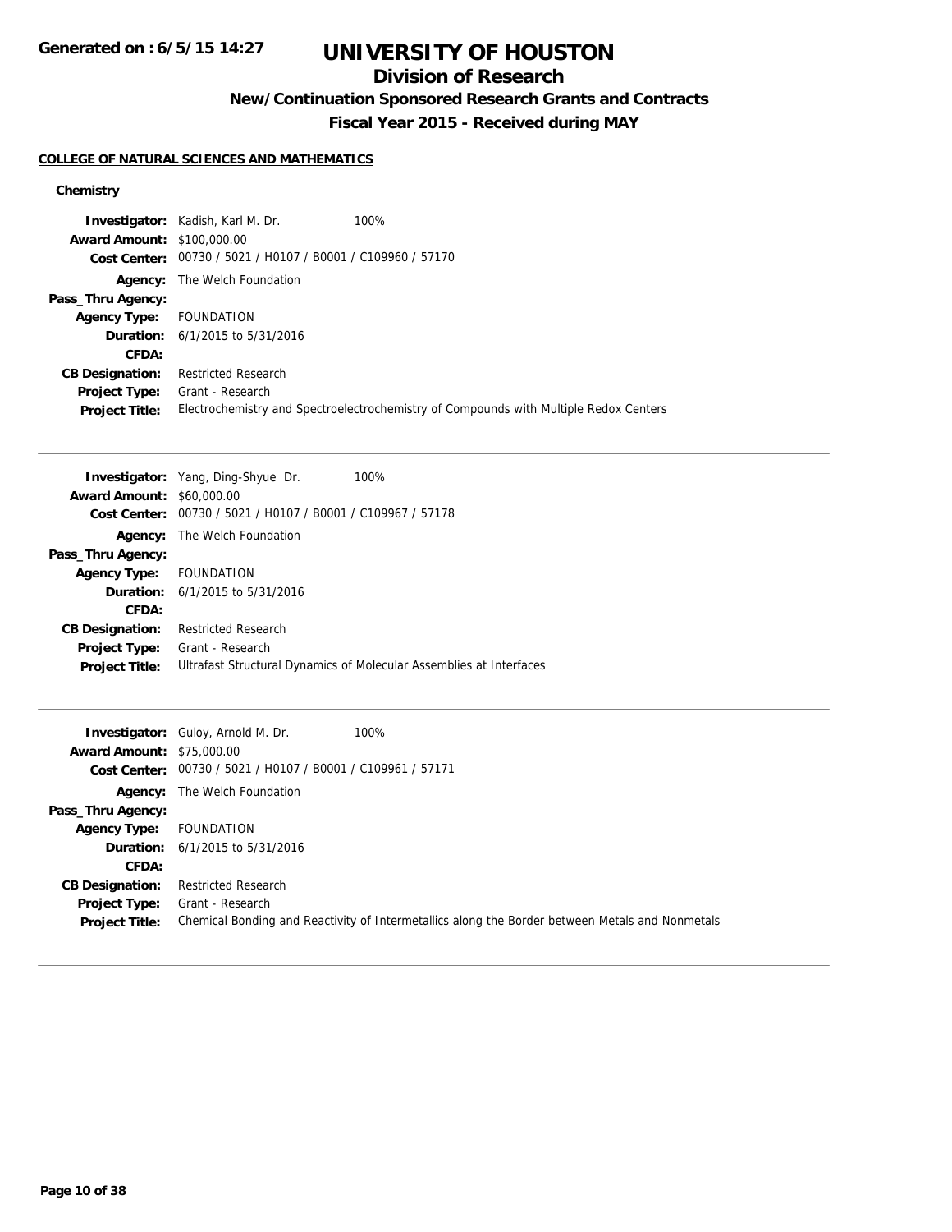# UNIVERSITY OF HOUSTON

## Division of Research

### New/Continuation Sponsored Research Grants and Contracts

### Fiscal Year 2015 - Received during MAY

**COLLEGE OF NATURAL SCIENCES AND MATHEMATICS**

**Chemistry**

**Investigator:** Kadish, Karl M. Dr. 100%
**Award Amount:** $100,000.00
**Cost Center:** 00730 / 5021 / H0107 / B0001 / C109960 / 57170
**Agency:** The Welch Foundation
**Pass_Thru Agency:**
**Agency Type:** FOUNDATION
**Duration:** 6/1/2015 to 5/31/2016
**CFDA:**
**CB Designation:** Restricted Research
**Project Type:** Grant - Research
**Project Title:** Electrochemistry and Spectroelectrochemistry of Compounds with Multiple Redox Centers

---

**Investigator:** Yang, Ding-Shyue Dr. 100%
**Award Amount:** $60,000.00
**Cost Center:** 00730 / 5021 / H0107 / B0001 / C109967 / 57178
**Agency:** The Welch Foundation
**Pass_Thru Agency:**
**Agency Type:** FOUNDATION
**Duration:** 6/1/2015 to 5/31/2016
**CFDA:**
**CB Designation:** Restricted Research
**Project Type:** Grant - Research
**Project Title:** Ultrafast Structural Dynamics of Molecular Assemblies at Interfaces

---

**Investigator:** Guloy, Arnold M. Dr. 100%
**Award Amount:** $75,000.00
**Cost Center:** 00730 / 5021 / H0107 / B0001 / C109961 / 57171
**Agency:** The Welch Foundation
**Pass_Thru Agency:**
**Agency Type:** FOUNDATION
**Duration:** 6/1/2015 to 5/31/2016
**CFDA:**
**CB Designation:** Restricted Research
**Project Type:** Grant - Research
**Project Title:** Chemical Bonding and Reactivity of Intermetallics along the Border between Metals and Nonmetals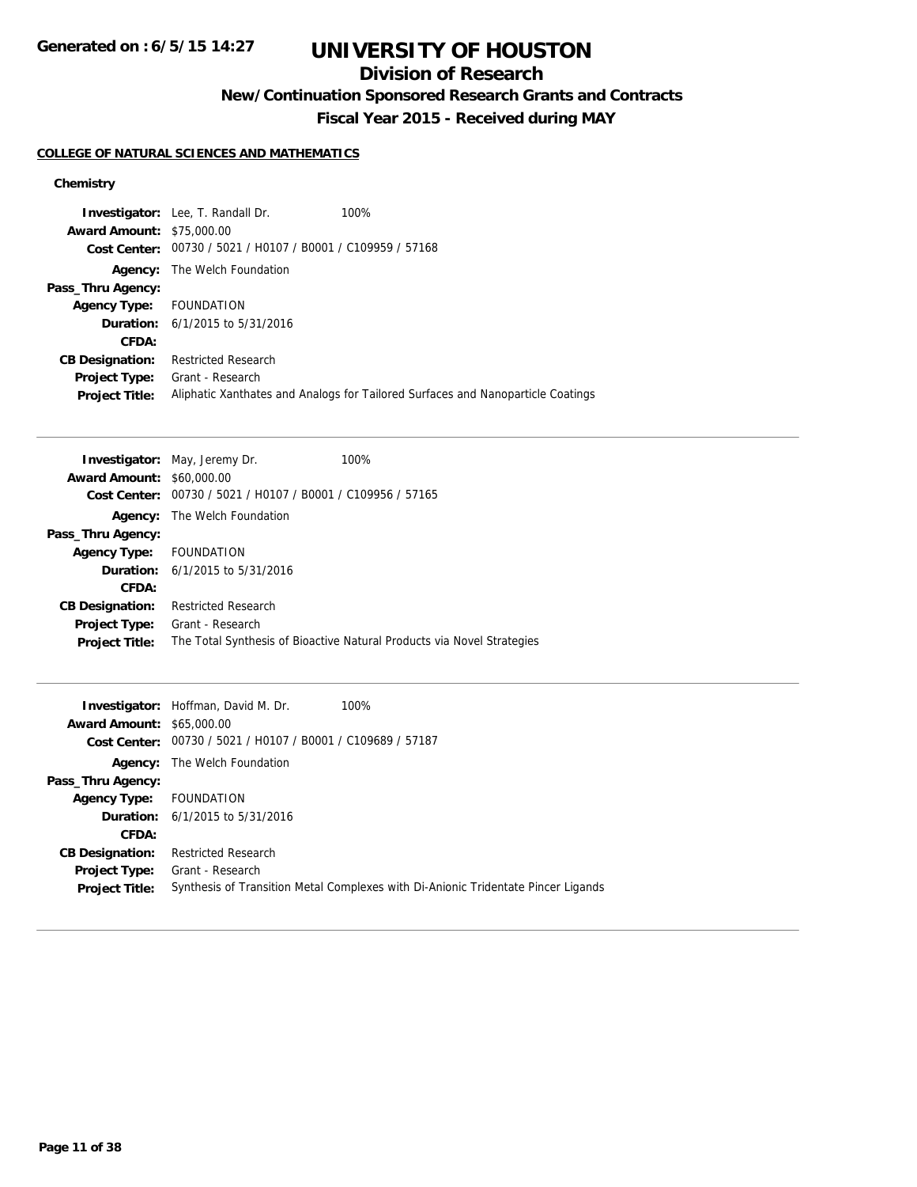# UNIVERSITY OF HOUSTON

## Division of Research

### New/Continuation Sponsored Research Grants and Contracts

### Fiscal Year 2015 - Received during MAY

#### COLLEGE OF NATURAL SCIENCES AND MATHEMATICS

**Chemistry**

**Investigator:** Lee, T. Randall Dr. 100%
**Award Amount:** $75,000.00
**Cost Center:** 00730 / 5021 / H0107 / B0001 / C109959 / 57168
**Agency:** The Welch Foundation
**Pass_Thru Agency:**
**Agency Type:** FOUNDATION
**Duration:** 6/1/2015 to 5/31/2016
**CFDA:**
**CB Designation:** Restricted Research
**Project Type:** Grant - Research
**Project Title:** Aliphatic Xanthates and Analogs for Tailored Surfaces and Nanoparticle Coatings

---

**Investigator:** May, Jeremy Dr. 100%
**Award Amount:** $60,000.00
**Cost Center:** 00730 / 5021 / H0107 / B0001 / C109956 / 57165
**Agency:** The Welch Foundation
**Pass_Thru Agency:**
**Agency Type:** FOUNDATION
**Duration:** 6/1/2015 to 5/31/2016
**CFDA:**
**CB Designation:** Restricted Research
**Project Type:** Grant - Research
**Project Title:** The Total Synthesis of Bioactive Natural Products via Novel Strategies

---

**Investigator:** Hoffman, David M. Dr. 100%
**Award Amount:** $65,000.00
**Cost Center:** 00730 / 5021 / H0107 / B0001 / C109689 / 57187
**Agency:** The Welch Foundation
**Pass_Thru Agency:**
**Agency Type:** FOUNDATION
**Duration:** 6/1/2015 to 5/31/2016
**CFDA:**
**CB Designation:** Restricted Research
**Project Type:** Grant - Research
**Project Title:** Synthesis of Transition Metal Complexes with Di-Anionic Tridentate Pincer Ligands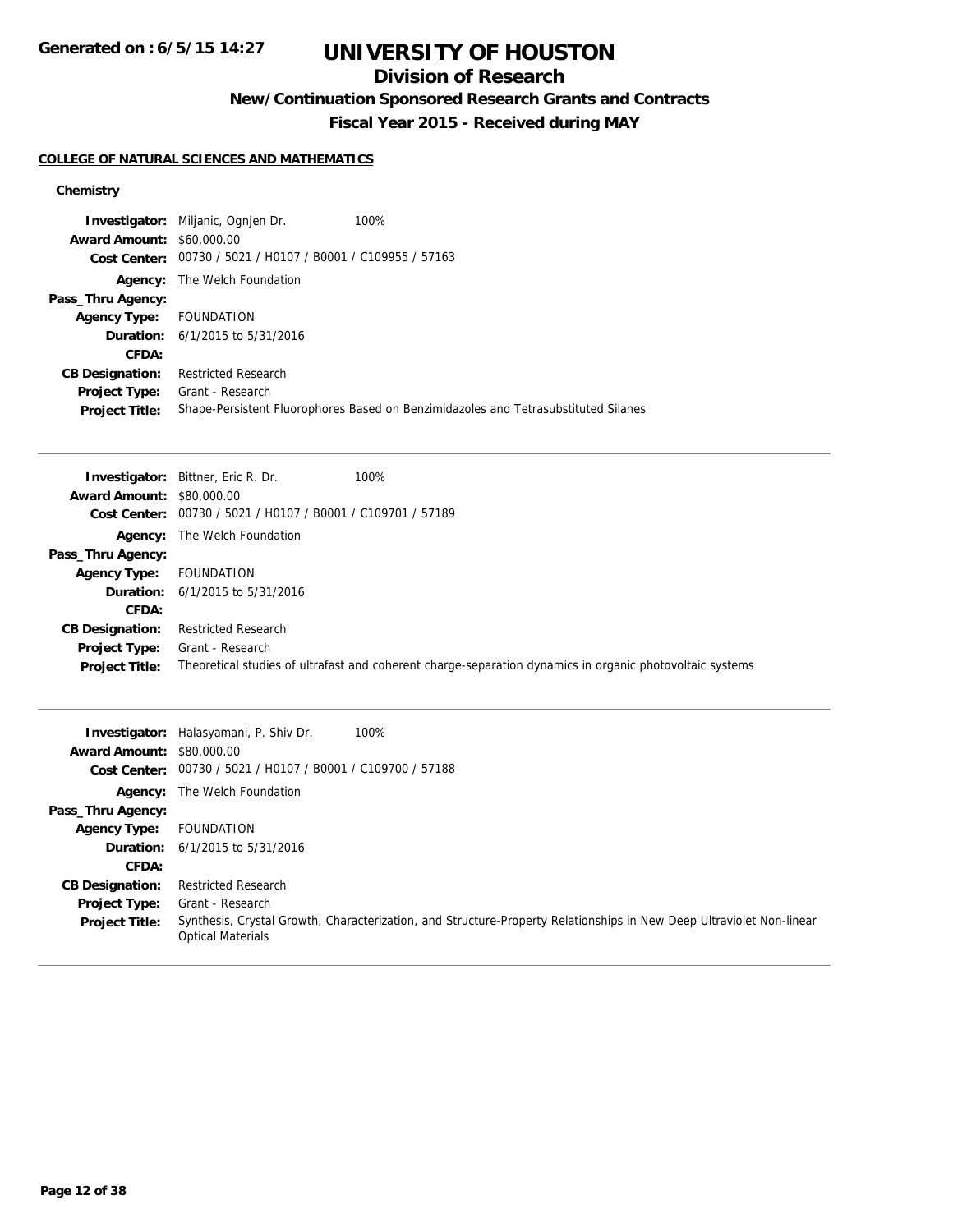**Generated on : 6/5/15 14:27**

# UNIVERSITY OF HOUSTON

## Division of Research

### New/Continuation Sponsored Research Grants and Contracts

### Fiscal Year 2015 - Received during MAY

**COLLEGE OF NATURAL SCIENCES AND MATHEMATICS**

**Chemistry**

**Investigator:** Miljanic, Ognjen Dr. 100%
**Award Amount:** $60,000.00
**Cost Center:** 00730 / 5021 / H0107 / B0001 / C109955 / 57163
**Agency:** The Welch Foundation
**Pass_Thru Agency:**
**Agency Type:** FOUNDATION
**Duration:** 6/1/2015 to 5/31/2016
**CFDA:**
**CB Designation:** Restricted Research
**Project Type:** Grant - Research
**Project Title:** Shape-Persistent Fluorophores Based on Benzimidazoles and Tetrasubstituted Silanes

---

**Investigator:** Bittner, Eric R. Dr. 100%
**Award Amount:** $80,000.00
**Cost Center:** 00730 / 5021 / H0107 / B0001 / C109701 / 57189
**Agency:** The Welch Foundation
**Pass_Thru Agency:**
**Agency Type:** FOUNDATION
**Duration:** 6/1/2015 to 5/31/2016
**CFDA:**
**CB Designation:** Restricted Research
**Project Type:** Grant - Research
**Project Title:** Theoretical studies of ultrafast and coherent charge-separation dynamics in organic photovoltaic systems

---

**Investigator:** Halasyamani, P. Shiv Dr. 100%
**Award Amount:** $80,000.00
**Cost Center:** 00730 / 5021 / H0107 / B0001 / C109700 / 57188
**Agency:** The Welch Foundation
**Pass_Thru Agency:**
**Agency Type:** FOUNDATION
**Duration:** 6/1/2015 to 5/31/2016
**CFDA:**
**CB Designation:** Restricted Research
**Project Type:** Grant - Research
**Project Title:** Synthesis, Crystal Growth, Characterization, and Structure-Property Relationships in New Deep Ultraviolet Non-linear Optical Materials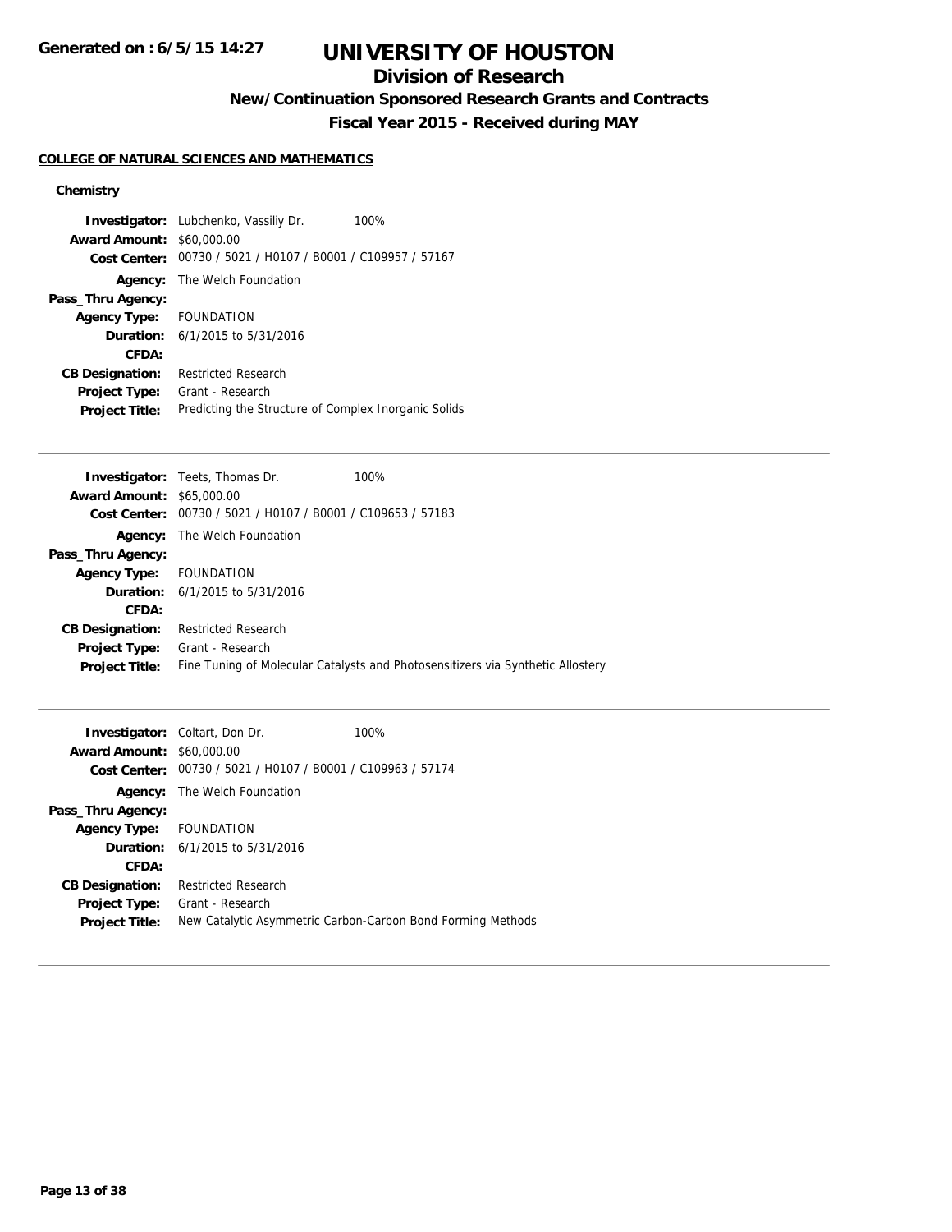# UNIVERSITY OF HOUSTON

## Division of Research

### New/Continuation Sponsored Research Grants and Contracts

### Fiscal Year 2015 - Received during MAY

**COLLEGE OF NATURAL SCIENCES AND MATHEMATICS**

**Chemistry**

**Investigator:** Lubchenko, Vassiliy Dr. 100%
**Award Amount:** $60,000.00
**Cost Center:** 00730 / 5021 / H0107 / B0001 / C109957 / 57167
**Agency:** The Welch Foundation
**Pass_Thru Agency:**
**Agency Type:** FOUNDATION
**Duration:** 6/1/2015 to 5/31/2016
**CFDA:**
**CB Designation:** Restricted Research
**Project Type:** Grant - Research
**Project Title:** Predicting the Structure of Complex Inorganic Solids

---

**Investigator:** Teets, Thomas Dr. 100%
**Award Amount:** $65,000.00
**Cost Center:** 00730 / 5021 / H0107 / B0001 / C109653 / 57183
**Agency:** The Welch Foundation
**Pass_Thru Agency:**
**Agency Type:** FOUNDATION
**Duration:** 6/1/2015 to 5/31/2016
**CFDA:**
**CB Designation:** Restricted Research
**Project Type:** Grant - Research
**Project Title:** Fine Tuning of Molecular Catalysts and Photosensitizers via Synthetic Allostery

---

**Investigator:** Coltart, Don Dr. 100%
**Award Amount:** $60,000.00
**Cost Center:** 00730 / 5021 / H0107 / B0001 / C109963 / 57174
**Agency:** The Welch Foundation
**Pass_Thru Agency:**
**Agency Type:** FOUNDATION
**Duration:** 6/1/2015 to 5/31/2016
**CFDA:**
**CB Designation:** Restricted Research
**Project Type:** Grant - Research
**Project Title:** New Catalytic Asymmetric Carbon-Carbon Bond Forming Methods

---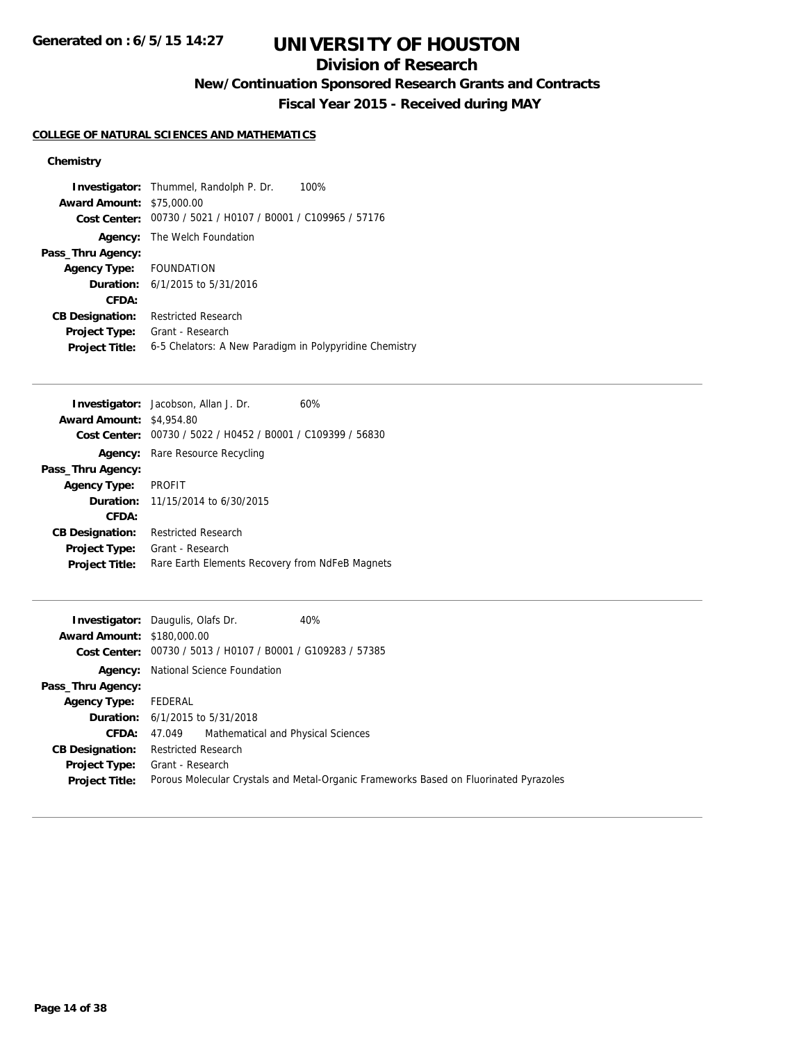# UNIVERSITY OF HOUSTON

## Division of Research

### New/Continuation Sponsored Research Grants and Contracts

### Fiscal Year 2015 - Received during MAY

**COLLEGE OF NATURAL SCIENCES AND MATHEMATICS**

**Chemistry**

**Investigator:** Thummel, Randolph P. Dr. 100%
**Award Amount:** $75,000.00
**Cost Center:** 00730 / 5021 / H0107 / B0001 / C109965 / 57176
**Agency:** The Welch Foundation
**Pass_Thru Agency:**
**Agency Type:** FOUNDATION
**Duration:** 6/1/2015 to 5/31/2016
**CFDA:**
**CB Designation:** Restricted Research
**Project Type:** Grant - Research
**Project Title:** 6-5 Chelators: A New Paradigm in Polypyridine Chemistry

---

**Investigator:** Jacobson, Allan J. Dr. 60%
**Award Amount:** $4,954.80
**Cost Center:** 00730 / 5022 / H0452 / B0001 / C109399 / 56830
**Agency:** Rare Resource Recycling
**Pass_Thru Agency:**
**Agency Type:** PROFIT
**Duration:** 11/15/2014 to 6/30/2015
**CFDA:**
**CB Designation:** Restricted Research
**Project Type:** Grant - Research
**Project Title:** Rare Earth Elements Recovery from NdFeB Magnets

---

**Investigator:** Daugulis, Olafs Dr. 40%
**Award Amount:** $180,000.00
**Cost Center:** 00730 / 5013 / H0107 / B0001 / G109283 / 57385
**Agency:** National Science Foundation
**Pass_Thru Agency:**
**Agency Type:** FEDERAL
**Duration:** 6/1/2015 to 5/31/2018
**CFDA:** 47.049 Mathematical and Physical Sciences
**CB Designation:** Restricted Research
**Project Type:** Grant - Research
**Project Title:** Porous Molecular Crystals and Metal-Organic Frameworks Based on Fluorinated Pyrazoles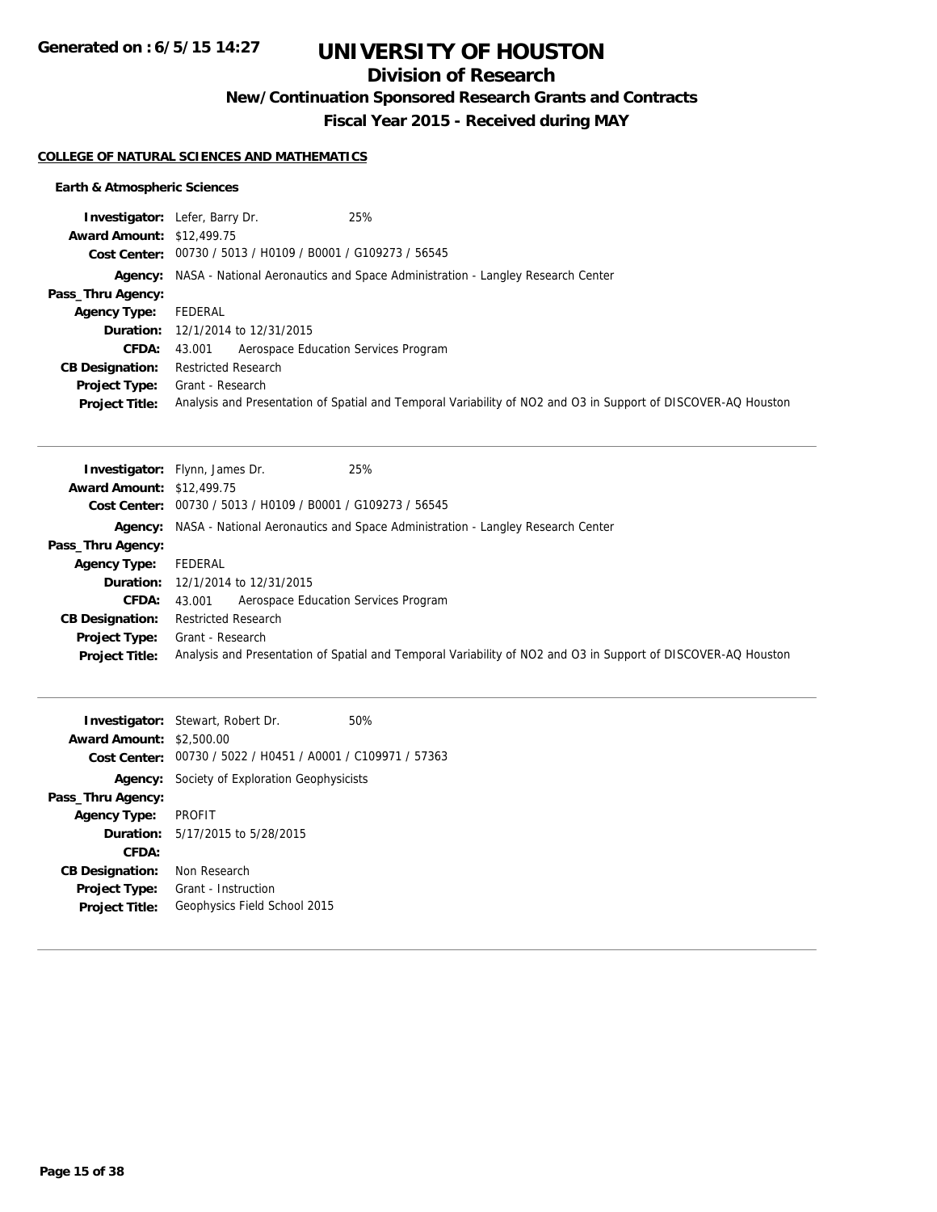# UNIVERSITY OF HOUSTON

## Division of Research

### New/Continuation Sponsored Research Grants and Contracts

### Fiscal Year 2015 - Received during MAY

**COLLEGE OF NATURAL SCIENCES AND MATHEMATICS**

**Earth & Atmospheric Sciences**

**Investigator:** Lefer, Barry Dr. 25%
**Award Amount:** $12,499.75
**Cost Center:** 00730 / 5013 / H0109 / B0001 / G109273 / 56545
**Agency:** NASA - National Aeronautics and Space Administration - Langley Research Center
**Pass_Thru Agency:**
**Agency Type:** FEDERAL
**Duration:** 12/1/2014 to 12/31/2015
**CFDA:** 43.001 Aerospace Education Services Program
**CB Designation:** Restricted Research
**Project Type:** Grant - Research
**Project Title:** Analysis and Presentation of Spatial and Temporal Variability of NO2 and O3 in Support of DISCOVER-AQ Houston

---

**Investigator:** Flynn, James Dr. 25%
**Award Amount:** $12,499.75
**Cost Center:** 00730 / 5013 / H0109 / B0001 / G109273 / 56545
**Agency:** NASA - National Aeronautics and Space Administration - Langley Research Center
**Pass_Thru Agency:**
**Agency Type:** FEDERAL
**Duration:** 12/1/2014 to 12/31/2015
**CFDA:** 43.001 Aerospace Education Services Program
**CB Designation:** Restricted Research
**Project Type:** Grant - Research
**Project Title:** Analysis and Presentation of Spatial and Temporal Variability of NO2 and O3 in Support of DISCOVER-AQ Houston

---

**Investigator:** Stewart, Robert Dr. 50%
**Award Amount:** $2,500.00
**Cost Center:** 00730 / 5022 / H0451 / A0001 / C109971 / 57363
**Agency:** Society of Exploration Geophysicists
**Pass_Thru Agency:**
**Agency Type:** PROFIT
**Duration:** 5/17/2015 to 5/28/2015
**CFDA:**
**CB Designation:** Non Research
**Project Type:** Grant - Instruction
**Project Title:** Geophysics Field School 2015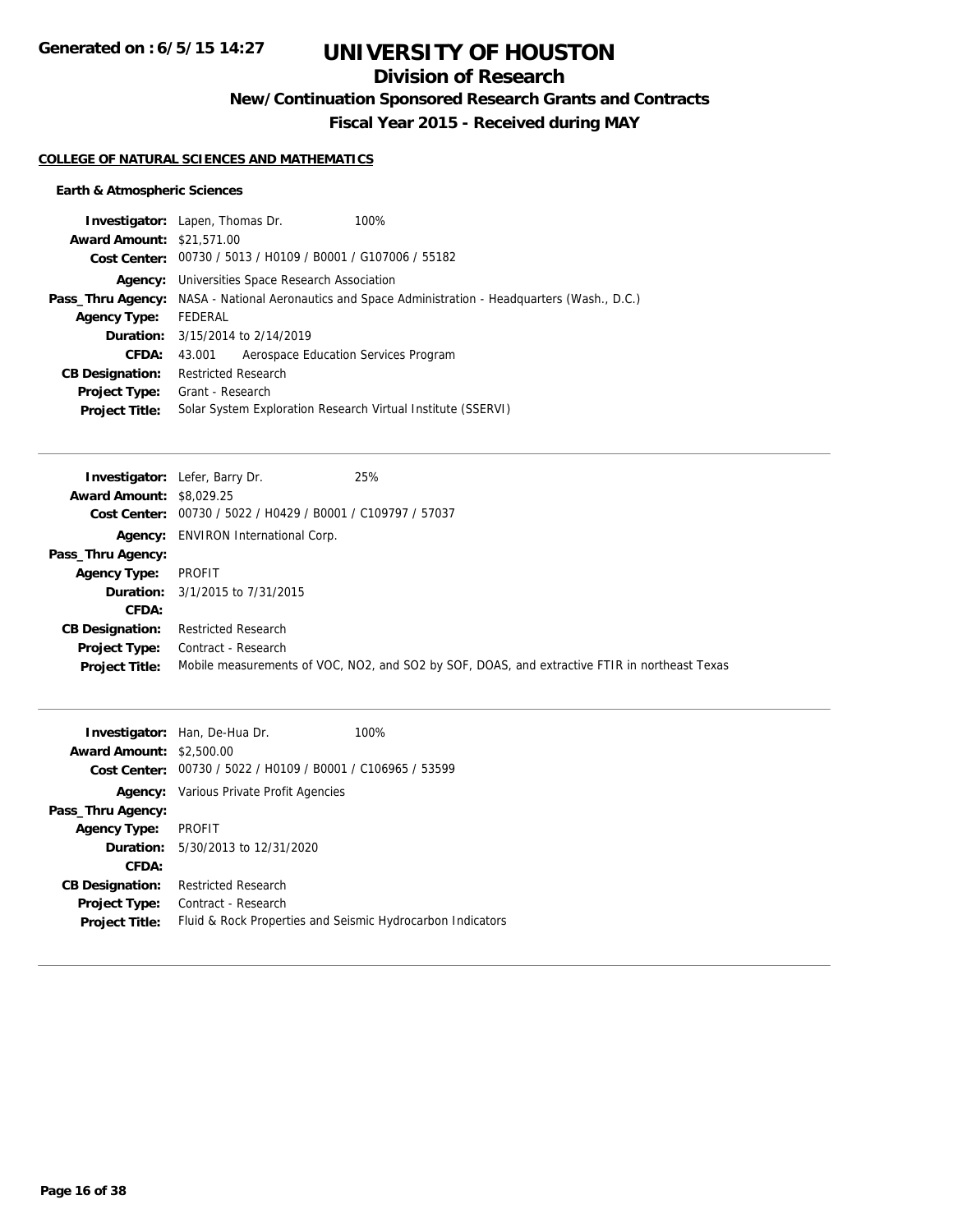# UNIVERSITY OF HOUSTON

## Division of Research

### New/Continuation Sponsored Research Grants and Contracts

### Fiscal Year 2015 - Received during MAY

**COLLEGE OF NATURAL SCIENCES AND MATHEMATICS**

**Earth & Atmospheric Sciences**

**Investigator:** Lapen, Thomas Dr. 100%
**Award Amount:** $21,571.00
**Cost Center:** 00730 / 5013 / H0109 / B0001 / G107006 / 55182
**Agency:** Universities Space Research Association
**Pass_Thru Agency:** NASA - National Aeronautics and Space Administration - Headquarters (Wash., D.C.)
**Agency Type:** FEDERAL
**Duration:** 3/15/2014 to 2/14/2019
**CFDA:** 43.001 Aerospace Education Services Program
**CB Designation:** Restricted Research
**Project Type:** Grant - Research
**Project Title:** Solar System Exploration Research Virtual Institute (SSERVI)

---

**Investigator:** Lefer, Barry Dr. 25%
**Award Amount:** $8,029.25
**Cost Center:** 00730 / 5022 / H0429 / B0001 / C109797 / 57037
**Agency:** ENVIRON International Corp.
**Pass_Thru Agency:**
**Agency Type:** PROFIT
**Duration:** 3/1/2015 to 7/31/2015
**CFDA:**
**CB Designation:** Restricted Research
**Project Type:** Contract - Research
**Project Title:** Mobile measurements of VOC, NO2, and SO2 by SOF, DOAS, and extractive FTIR in northeast Texas

---

**Investigator:** Han, De-Hua Dr. 100%
**Award Amount:** $2,500.00
**Cost Center:** 00730 / 5022 / H0109 / B0001 / C106965 / 53599
**Agency:** Various Private Profit Agencies
**Pass_Thru Agency:**
**Agency Type:** PROFIT
**Duration:** 5/30/2013 to 12/31/2020
**CFDA:**
**CB Designation:** Restricted Research
**Project Type:** Contract - Research
**Project Title:** Fluid & Rock Properties and Seismic Hydrocarbon Indicators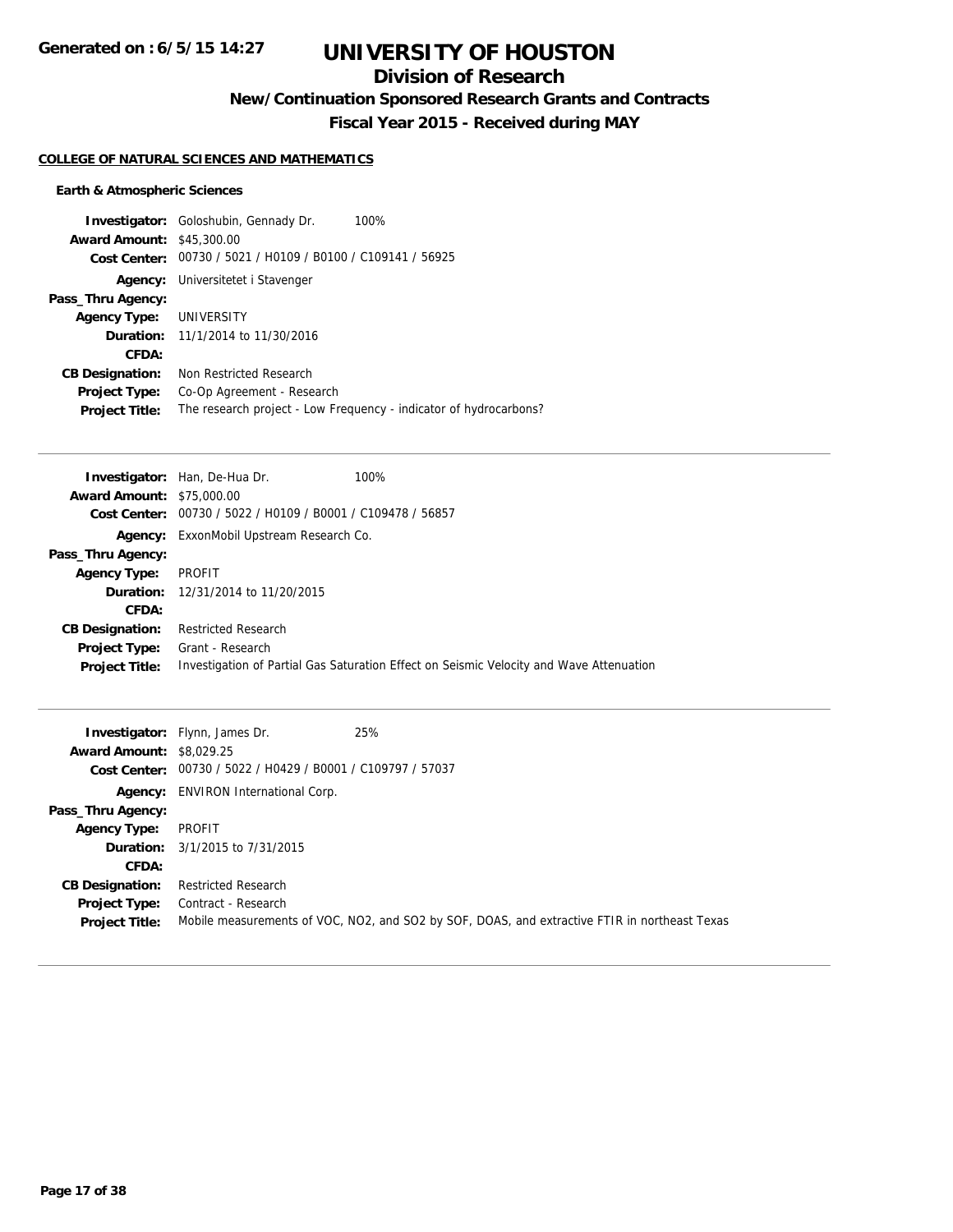# UNIVERSITY OF HOUSTON

## Division of Research

### New/Continuation Sponsored Research Grants and Contracts

### Fiscal Year 2015 - Received during MAY

Generated on : 6/5/15 14:27

#### COLLEGE OF NATURAL SCIENCES AND MATHEMATICS

**Earth & Atmospheric Sciences**

**Investigator:** Goloshubin, Gennady Dr. 100%
**Award Amount:** $45,300.00
**Cost Center:** 00730 / 5021 / H0109 / B0100 / C109141 / 56925
**Agency:** Universitetet i Stavenger
**Pass_Thru Agency:**
**Agency Type:** UNIVERSITY
**Duration:** 11/1/2014 to 11/30/2016
**CFDA:**
**CB Designation:** Non Restricted Research
**Project Type:** Co-Op Agreement - Research
**Project Title:** The research project - Low Frequency - indicator of hydrocarbons?

---

**Investigator:** Han, De-Hua Dr. 100%
**Award Amount:** $75,000.00
**Cost Center:** 00730 / 5022 / H0109 / B0001 / C109478 / 56857
**Agency:** ExxonMobil Upstream Research Co.
**Pass_Thru Agency:**
**Agency Type:** PROFIT
**Duration:** 12/31/2014 to 11/20/2015
**CFDA:**
**CB Designation:** Restricted Research
**Project Type:** Grant - Research
**Project Title:** Investigation of Partial Gas Saturation Effect on Seismic Velocity and Wave Attenuation

---

**Investigator:** Flynn, James Dr. 25%
**Award Amount:** $8,029.25
**Cost Center:** 00730 / 5022 / H0429 / B0001 / C109797 / 57037
**Agency:** ENVIRON International Corp.
**Pass_Thru Agency:**
**Agency Type:** PROFIT
**Duration:** 3/1/2015 to 7/31/2015
**CFDA:**
**CB Designation:** Restricted Research
**Project Type:** Contract - Research
**Project Title:** Mobile measurements of VOC, $NO_2$, and $SO_2$ by SOF, DOAS, and extractive FTIR in northeast Texas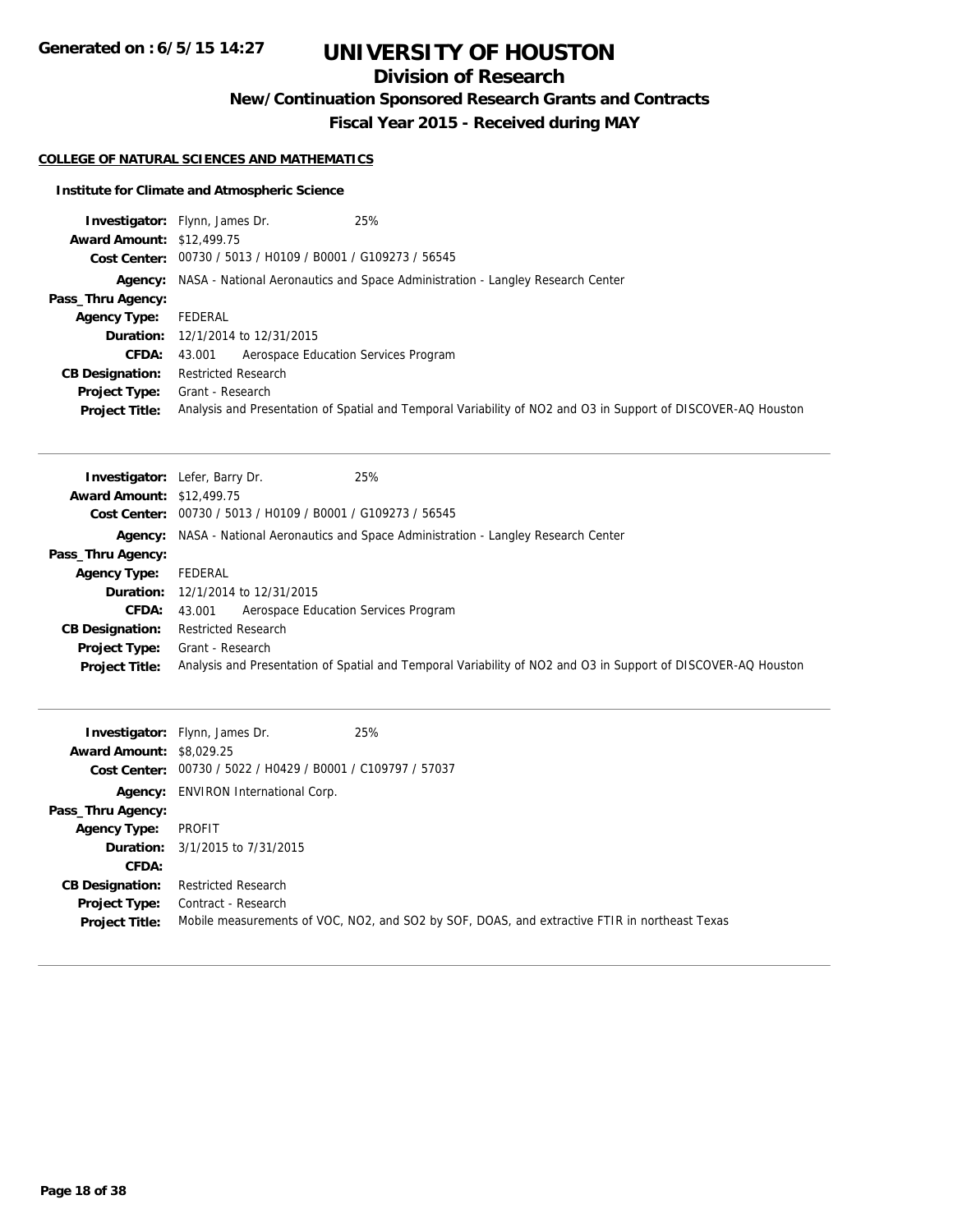# UNIVERSITY OF HOUSTON

## Division of Research

### New/Continuation Sponsored Research Grants and Contracts

### Fiscal Year 2015 - Received during MAY

**COLLEGE OF NATURAL SCIENCES AND MATHEMATICS**

**Institute for Climate and Atmospheric Science**

**Investigator:** Flynn, James Dr. 25%
**Award Amount:** $12,499.75
**Cost Center:** 00730 / 5013 / H0109 / B0001 / G109273 / 56545
**Agency:** NASA - National Aeronautics and Space Administration - Langley Research Center
**Pass_Thru Agency:**
**Agency Type:** FEDERAL
**Duration:** 12/1/2014 to 12/31/2015
**CFDA:** 43.001 Aerospace Education Services Program
**CB Designation:** Restricted Research
**Project Type:** Grant - Research
**Project Title:** Analysis and Presentation of Spatial and Temporal Variability of NO2 and O3 in Support of DISCOVER-AQ Houston

---

**Investigator:** Lefer, Barry Dr. 25%
**Award Amount:** $12,499.75
**Cost Center:** 00730 / 5013 / H0109 / B0001 / G109273 / 56545
**Agency:** NASA - National Aeronautics and Space Administration - Langley Research Center
**Pass_Thru Agency:**
**Agency Type:** FEDERAL
**Duration:** 12/1/2014 to 12/31/2015
**CFDA:** 43.001 Aerospace Education Services Program
**CB Designation:** Restricted Research
**Project Type:** Grant - Research
**Project Title:** Analysis and Presentation of Spatial and Temporal Variability of NO2 and O3 in Support of DISCOVER-AQ Houston

---

**Investigator:** Flynn, James Dr. 25%
**Award Amount:** $8,029.25
**Cost Center:** 00730 / 5022 / H0429 / B0001 / C109797 / 57037
**Agency:** ENVIRON International Corp.
**Pass_Thru Agency:**
**Agency Type:** PROFIT
**Duration:** 3/1/2015 to 7/31/2015
**CFDA:**
**CB Designation:** Restricted Research
**Project Type:** Contract - Research
**Project Title:** Mobile measurements of VOC, NO2, and SO2 by SOF, DOAS, and extractive FTIR in northeast Texas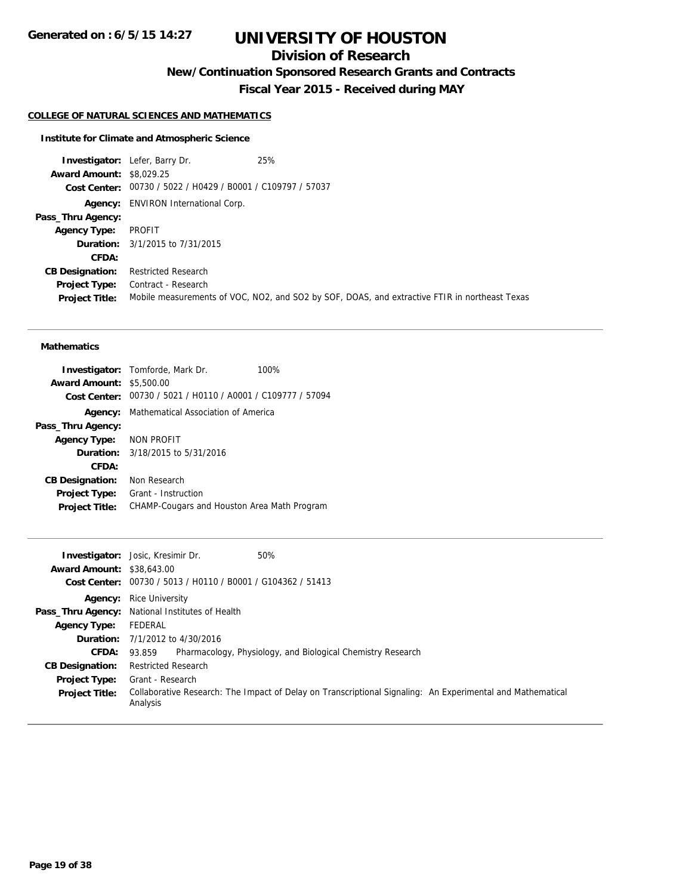# UNIVERSITY OF HOUSTON

## Division of Research

### New/Continuation Sponsored Research Grants and Contracts

### Fiscal Year 2015 - Received during MAY

**Generated on : 6/5/15 14:27**

#### COLLEGE OF NATURAL SCIENCES AND MATHEMATICS

##### Institute for Climate and Atmospheric Science

**Investigator:** Lefer, Barry Dr. 25%
**Award Amount:** $8,029.25
**Cost Center:** 00730 / 5022 / H0429 / B0001 / C109797 / 57037
**Agency:** ENVIRON International Corp.
**Pass_Thru Agency:**
**Agency Type:** PROFIT
**Duration:** 3/1/2015 to 7/31/2015
**CFDA:**
**CB Designation:** Restricted Research
**Project Type:** Contract - Research
**Project Title:** Mobile measurements of VOC, NO2, and SO2 by SOF, DOAS, and extractive FTIR in northeast Texas

---

##### Mathematics

**Investigator:** Tomforde, Mark Dr. 100%
**Award Amount:** $5,500.00
**Cost Center:** 00730 / 5021 / H0110 / A0001 / C109777 / 57094
**Agency:** Mathematical Association of America
**Pass_Thru Agency:**
**Agency Type:** NON PROFIT
**Duration:** 3/18/2015 to 5/31/2016
**CFDA:**
**CB Designation:** Non Research
**Project Type:** Grant - Instruction
**Project Title:** CHAMP-Cougars and Houston Area Math Program

---

**Investigator:** Josic, Kresimir Dr. 50%
**Award Amount:** $38,643.00
**Cost Center:** 00730 / 5013 / H0110 / B0001 / G104362 / 51413
**Agency:** Rice University
**Pass_Thru Agency:** National Institutes of Health
**Agency Type:** FEDERAL
**Duration:** 7/1/2012 to 4/30/2016
**CFDA:** 93.859 Pharmacology, Physiology, and Biological Chemistry Research
**CB Designation:** Restricted Research
**Project Type:** Grant - Research
**Project Title:** Collaborative Research: The Impact of Delay on Transcriptional Signaling: An Experimental and Mathematical Analysis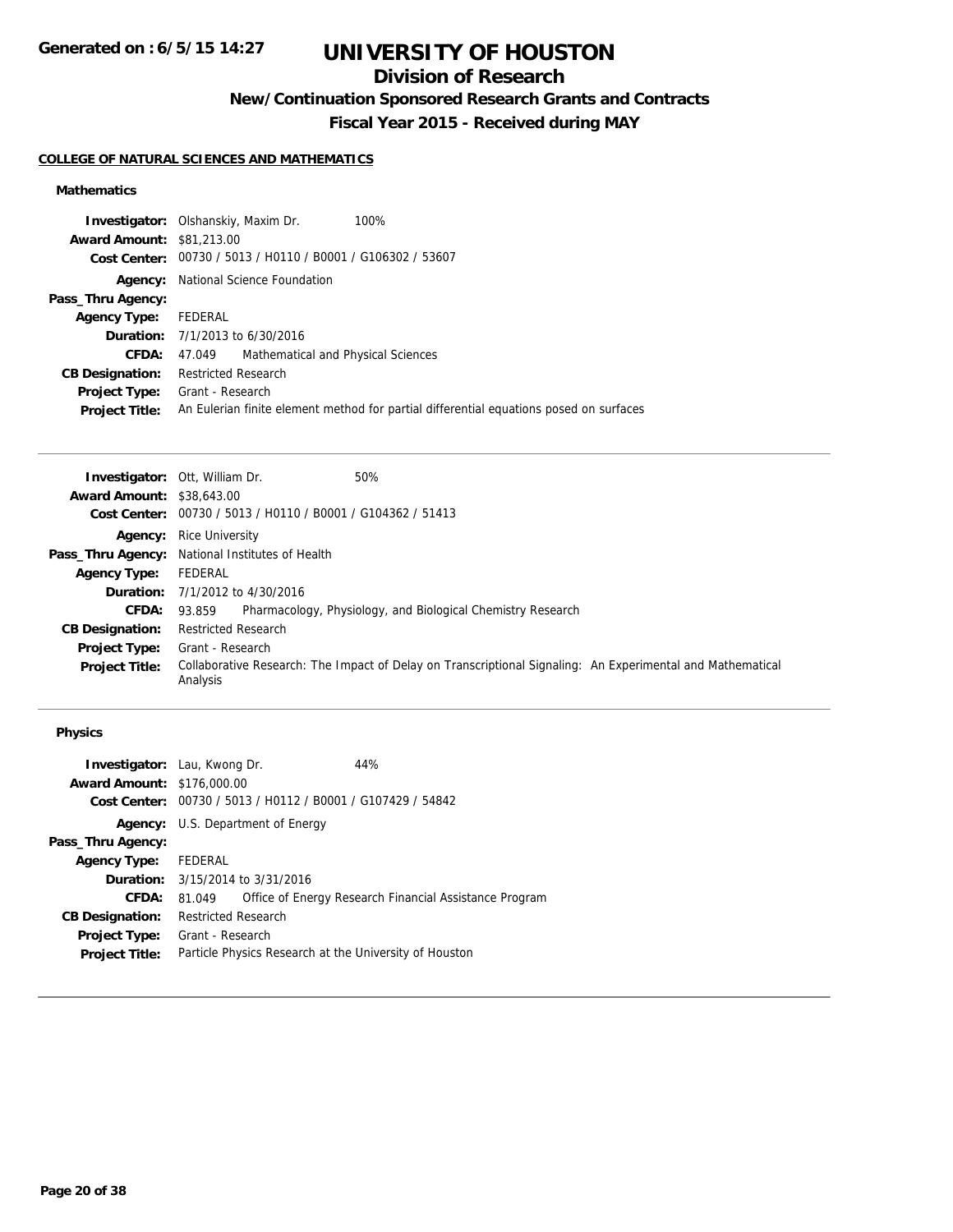# UNIVERSITY OF HOUSTON

## Division of Research

### New/Continuation Sponsored Research Grants and Contracts

### Fiscal Year 2015 - Received during MAY

**Generated on : 6/5/15 14:27**

#### COLLEGE OF NATURAL SCIENCES AND MATHEMATICS

**Mathematics**

**Investigator:** Olshanskiy, Maxim Dr. 100%
**Award Amount:** $81,213.00
**Cost Center:** 00730 / 5013 / H0110 / B0001 / G106302 / 53607
**Agency:** National Science Foundation
**Pass_Thru Agency:**
**Agency Type:** FEDERAL
**Duration:** 7/1/2013 to 6/30/2016
**CFDA:** 47.049 Mathematical and Physical Sciences
**CB Designation:** Restricted Research
**Project Type:** Grant - Research
**Project Title:** An Eulerian finite element method for partial differential equations posed on surfaces

---

**Investigator:** Ott, William Dr. 50%
**Award Amount:** $38,643.00
**Cost Center:** 00730 / 5013 / H0110 / B0001 / G104362 / 51413
**Agency:** Rice University
**Pass_Thru Agency:** National Institutes of Health
**Agency Type:** FEDERAL
**Duration:** 7/1/2012 to 4/30/2016
**CFDA:** 93.859 Pharmacology, Physiology, and Biological Chemistry Research
**CB Designation:** Restricted Research
**Project Type:** Grant - Research
**Project Title:** Collaborative Research: The Impact of Delay on Transcriptional Signaling: An Experimental and Mathematical Analysis

---

**Physics**

**Investigator:** Lau, Kwong Dr. 44%
**Award Amount:** $176,000.00
**Cost Center:** 00730 / 5013 / H0112 / B0001 / G107429 / 54842
**Agency:** U.S. Department of Energy
**Pass_Thru Agency:**
**Agency Type:** FEDERAL
**Duration:** 3/15/2014 to 3/31/2016
**CFDA:** 81.049 Office of Energy Research Financial Assistance Program
**CB Designation:** Restricted Research
**Project Type:** Grant - Research
**Project Title:** Particle Physics Research at the University of Houston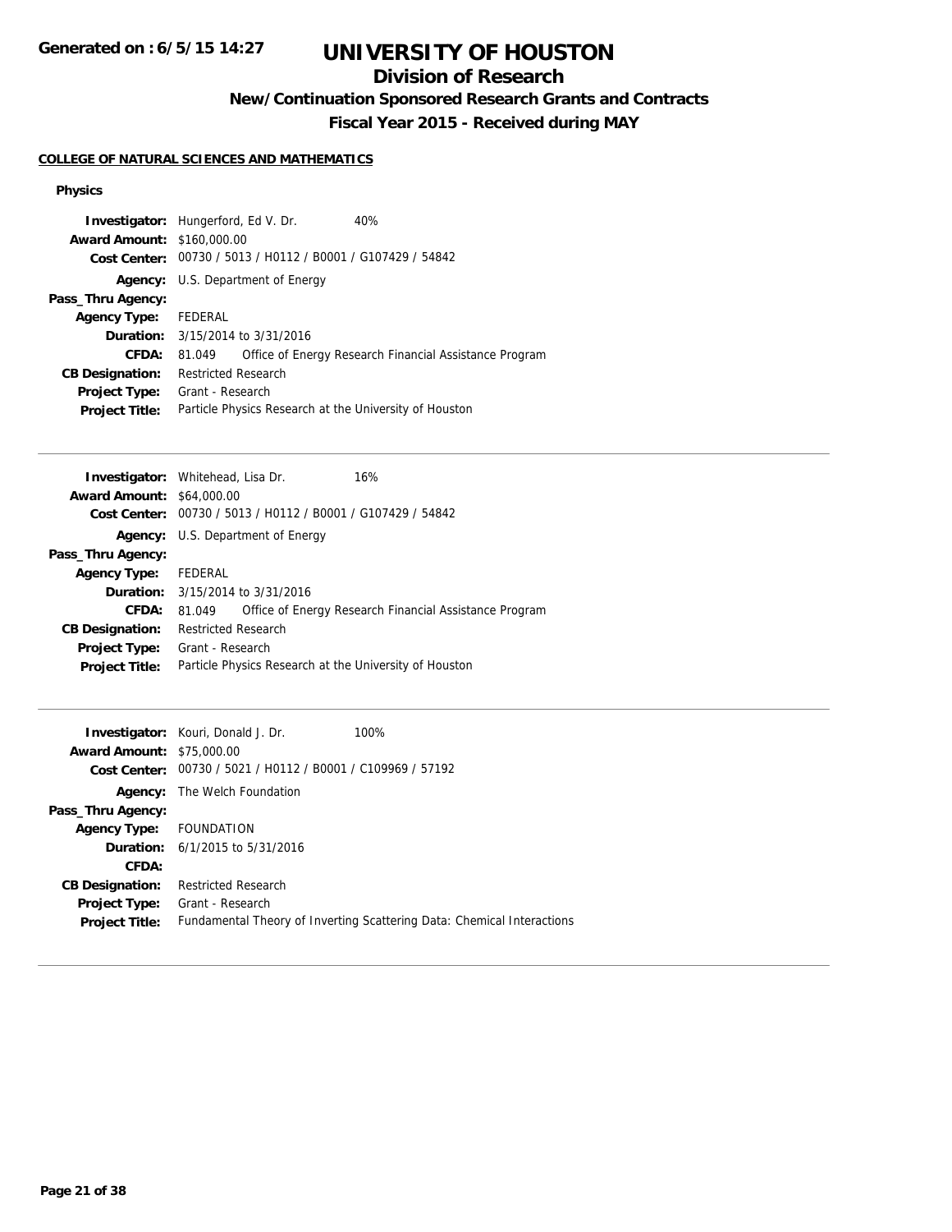# UNIVERSITY OF HOUSTON

## Division of Research

### New/Continuation Sponsored Research Grants and Contracts

### Fiscal Year 2015 - Received during MAY

**COLLEGE OF NATURAL SCIENCES AND MATHEMATICS**

**Physics**

**Investigator:** Hungerford, Ed V. Dr. 40%
**Award Amount:** $160,000.00
**Cost Center:** 00730 / 5013 / H0112 / B0001 / G107429 / 54842
**Agency:** U.S. Department of Energy
**Pass_Thru Agency:**
**Agency Type:** FEDERAL
**Duration:** 3/15/2014 to 3/31/2016
**CFDA:** 81.049 Office of Energy Research Financial Assistance Program
**CB Designation:** Restricted Research
**Project Type:** Grant - Research
**Project Title:** Particle Physics Research at the University of Houston

---

**Investigator:** Whitehead, Lisa Dr. 16%
**Award Amount:** $64,000.00
**Cost Center:** 00730 / 5013 / H0112 / B0001 / G107429 / 54842
**Agency:** U.S. Department of Energy
**Pass_Thru Agency:**
**Agency Type:** FEDERAL
**Duration:** 3/15/2014 to 3/31/2016
**CFDA:** 81.049 Office of Energy Research Financial Assistance Program
**CB Designation:** Restricted Research
**Project Type:** Grant - Research
**Project Title:** Particle Physics Research at the University of Houston

---

**Investigator:** Kouri, Donald J. Dr. 100%
**Award Amount:** $75,000.00
**Cost Center:** 00730 / 5021 / H0112 / B0001 / C109969 / 57192
**Agency:** The Welch Foundation
**Pass_Thru Agency:**
**Agency Type:** FOUNDATION
**Duration:** 6/1/2015 to 5/31/2016
**CFDA:**
**CB Designation:** Restricted Research
**Project Type:** Grant - Research
**Project Title:** Fundamental Theory of Inverting Scattering Data: Chemical Interactions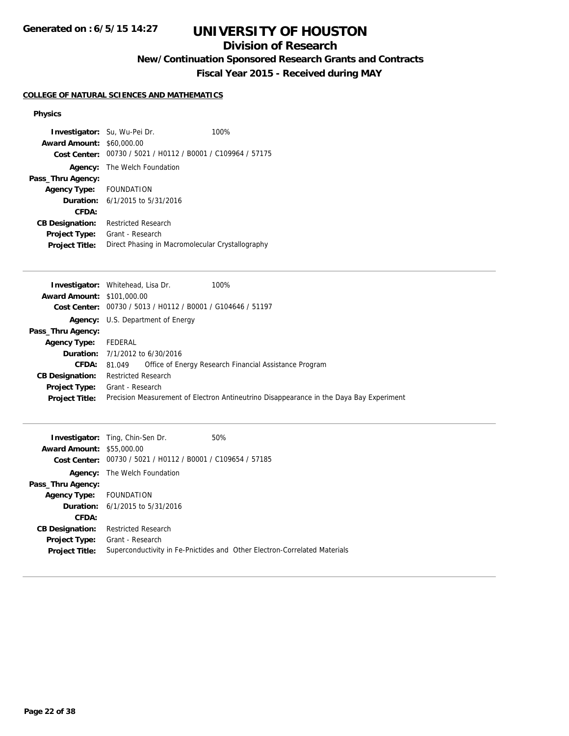# UNIVERSITY OF HOUSTON

## Division of Research

### New/Continuation Sponsored Research Grants and Contracts

### Fiscal Year 2015 - Received during MAY

**COLLEGE OF NATURAL SCIENCES AND MATHEMATICS**

**Physics**

**Investigator:** Su, Wu-Pei Dr. 100%
**Award Amount:** $60,000.00
**Cost Center:** 00730 / 5021 / H0112 / B0001 / C109964 / 57175
**Agency:** The Welch Foundation
**Pass_Thru Agency:**
**Agency Type:** FOUNDATION
**Duration:** 6/1/2015 to 5/31/2016
**CFDA:**
**CB Designation:** Restricted Research
**Project Type:** Grant - Research
**Project Title:** Direct Phasing in Macromolecular Crystallography

---

**Investigator:** Whitehead, Lisa Dr. 100%
**Award Amount:** $101,000.00
**Cost Center:** 00730 / 5013 / H0112 / B0001 / G104646 / 51197
**Agency:** U.S. Department of Energy
**Pass_Thru Agency:**
**Agency Type:** FEDERAL
**Duration:** 7/1/2012 to 6/30/2016
**CFDA:** 81.049 Office of Energy Research Financial Assistance Program
**CB Designation:** Restricted Research
**Project Type:** Grant - Research
**Project Title:** Precision Measurement of Electron Antineutrino Disappearance in the Daya Bay Experiment

---

**Investigator:** Ting, Chin-Sen Dr. 50%
**Award Amount:** $55,000.00
**Cost Center:** 00730 / 5021 / H0112 / B0001 / C109654 / 57185
**Agency:** The Welch Foundation
**Pass_Thru Agency:**
**Agency Type:** FOUNDATION
**Duration:** 6/1/2015 to 5/31/2016
**CFDA:**
**CB Designation:** Restricted Research
**Project Type:** Grant - Research
**Project Title:** Superconductivity in Fe-Pnictides and Other Electron-Correlated Materials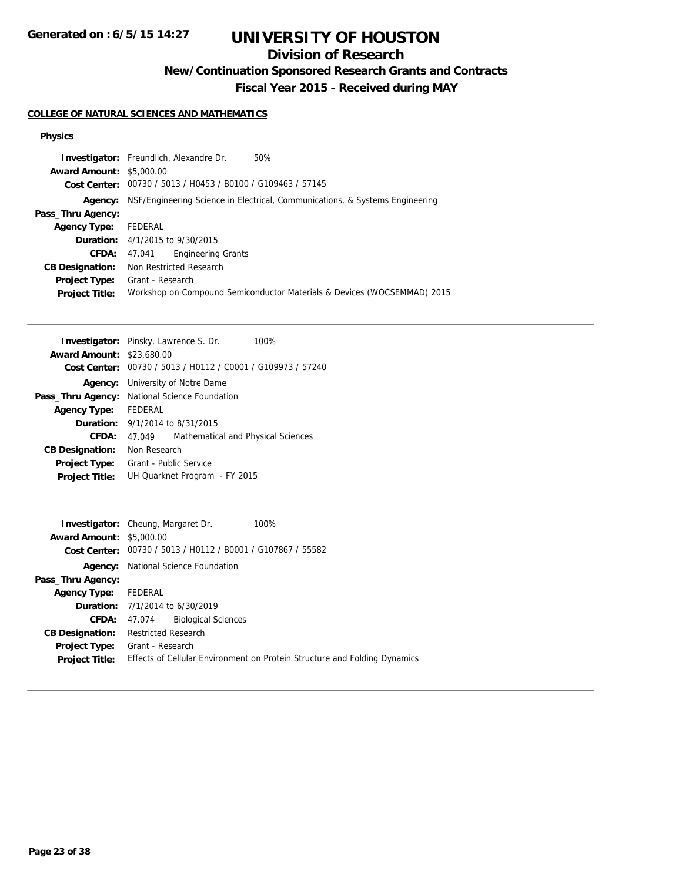# UNIVERSITY OF HOUSTON

## Division of Research

### New/Continuation Sponsored Research Grants and Contracts

### Fiscal Year 2015 - Received during MAY

**COLLEGE OF NATURAL SCIENCES AND MATHEMATICS**

#### Physics

**Investigator:** Freundlich, Alexandre Dr. 50%
**Award Amount:** $5,000.00
**Cost Center:** 00730 / 5013 / H0453 / B0100 / G109463 / 57145
**Agency:** NSF/Engineering Science in Electrical, Communications, & Systems Engineering
**Pass_Thru Agency:**
**Agency Type:** FEDERAL
**Duration:** 4/1/2015 to 9/30/2015
**CFDA:** 47.041 Engineering Grants
**CB Designation:** Non Restricted Research
**Project Type:** Grant - Research
**Project Title:** Workshop on Compound Semiconductor Materials & Devices (WOCSEMMAD) 2015

---

**Investigator:** Pinsky, Lawrence S. Dr. 100%
**Award Amount:** $23,680.00
**Cost Center:** 00730 / 5013 / H0112 / C0001 / G109973 / 57240
**Agency:** University of Notre Dame
**Pass_Thru Agency:** National Science Foundation
**Agency Type:** FEDERAL
**Duration:** 9/1/2014 to 8/31/2015
**CFDA:** 47.049 Mathematical and Physical Sciences
**CB Designation:** Non Research
**Project Type:** Grant - Public Service
**Project Title:** UH Quarknet Program - FY 2015

---

**Investigator:** Cheung, Margaret Dr. 100%
**Award Amount:** $5,000.00
**Cost Center:** 00730 / 5013 / H0112 / B0001 / G107867 / 55582
**Agency:** National Science Foundation
**Pass_Thru Agency:**
**Agency Type:** FEDERAL
**Duration:** 7/1/2014 to 6/30/2019
**CFDA:** 47.074 Biological Sciences
**CB Designation:** Restricted Research
**Project Type:** Grant - Research
**Project Title:** Effects of Cellular Environment on Protein Structure and Folding Dynamics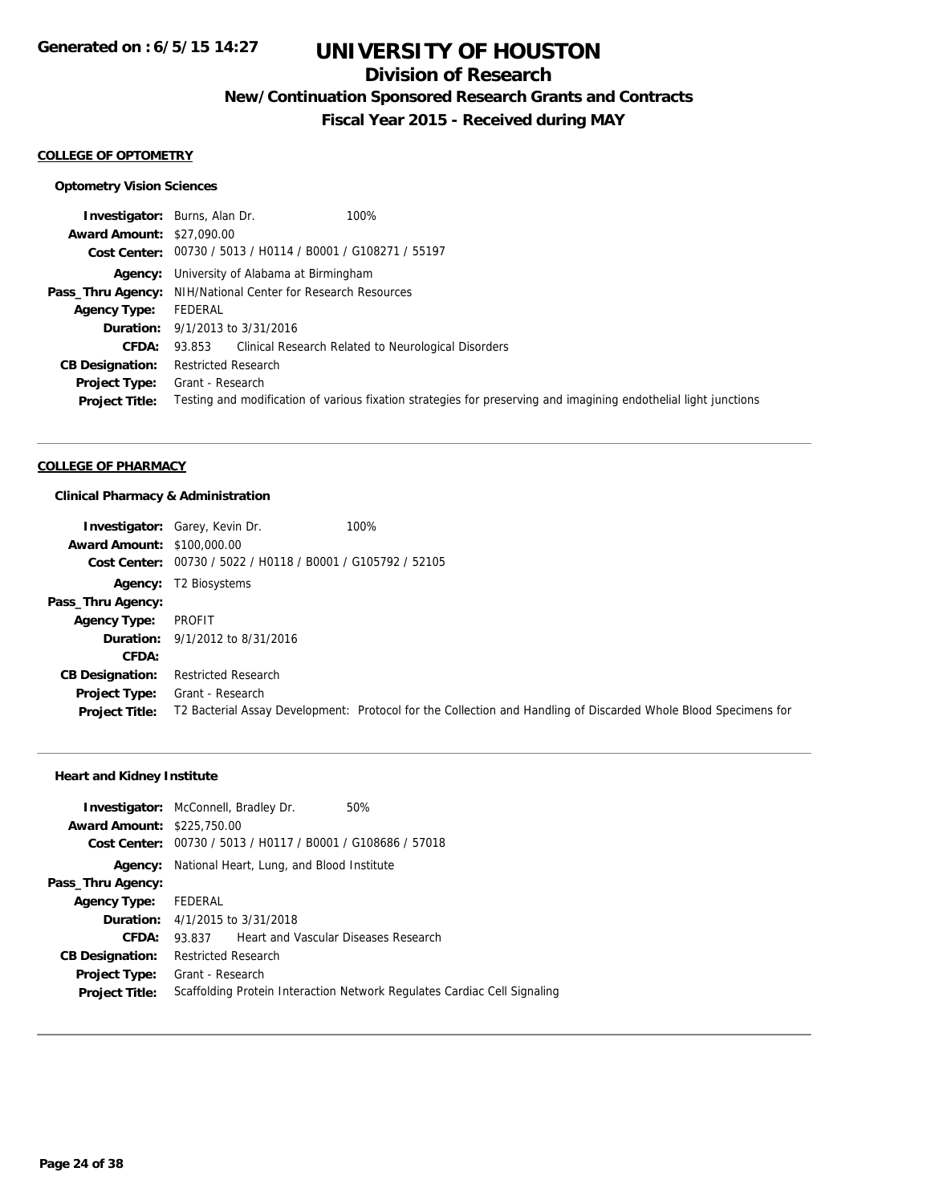# UNIVERSITY OF HOUSTON

## Division of Research

### New/Continuation Sponsored Research Grants and Contracts

### Fiscal Year 2015 - Received during MAY

Generated on : 6/5/15 14:27

**COLLEGE OF OPTOMETRY**

**Optometry Vision Sciences**

**Investigator:** Burns, Alan Dr. 100%
**Award Amount:** $27,090.00
**Cost Center:** 00730 / 5013 / H0114 / B0001 / G108271 / 55197
**Agency:** University of Alabama at Birmingham
**Pass_Thru Agency:** NIH/National Center for Research Resources
**Agency Type:** FEDERAL
**Duration:** 9/1/2013 to 3/31/2016
**CFDA:** 93.853 Clinical Research Related to Neurological Disorders
**CB Designation:** Restricted Research
**Project Type:** Grant - Research
**Project Title:** Testing and modification of various fixation strategies for preserving and imagining endothelial light junctions

---

**COLLEGE OF PHARMACY**

**Clinical Pharmacy & Administration**

**Investigator:** Garey, Kevin Dr. 100%
**Award Amount:** $100,000.00
**Cost Center:** 00730 / 5022 / H0118 / B0001 / G105792 / 52105
**Agency:** T2 Biosystems
**Pass_Thru Agency:**
**Agency Type:** PROFIT
**Duration:** 9/1/2012 to 8/31/2016
**CFDA:**
**CB Designation:** Restricted Research
**Project Type:** Grant - Research
**Project Title:** T2 Bacterial Assay Development: Protocol for the Collection and Handling of Discarded Whole Blood Specimens for

---

**Heart and Kidney Institute**

**Investigator:** McConnell, Bradley Dr. 50%
**Award Amount:** $225,750.00
**Cost Center:** 00730 / 5013 / H0117 / B0001 / G108686 / 57018
**Agency:** National Heart, Lung, and Blood Institute
**Pass_Thru Agency:**
**Agency Type:** FEDERAL
**Duration:** 4/1/2015 to 3/31/2018
**CFDA:** 93.837 Heart and Vascular Diseases Research
**CB Designation:** Restricted Research
**Project Type:** Grant - Research
**Project Title:** Scaffolding Protein Interaction Network Regulates Cardiac Cell Signaling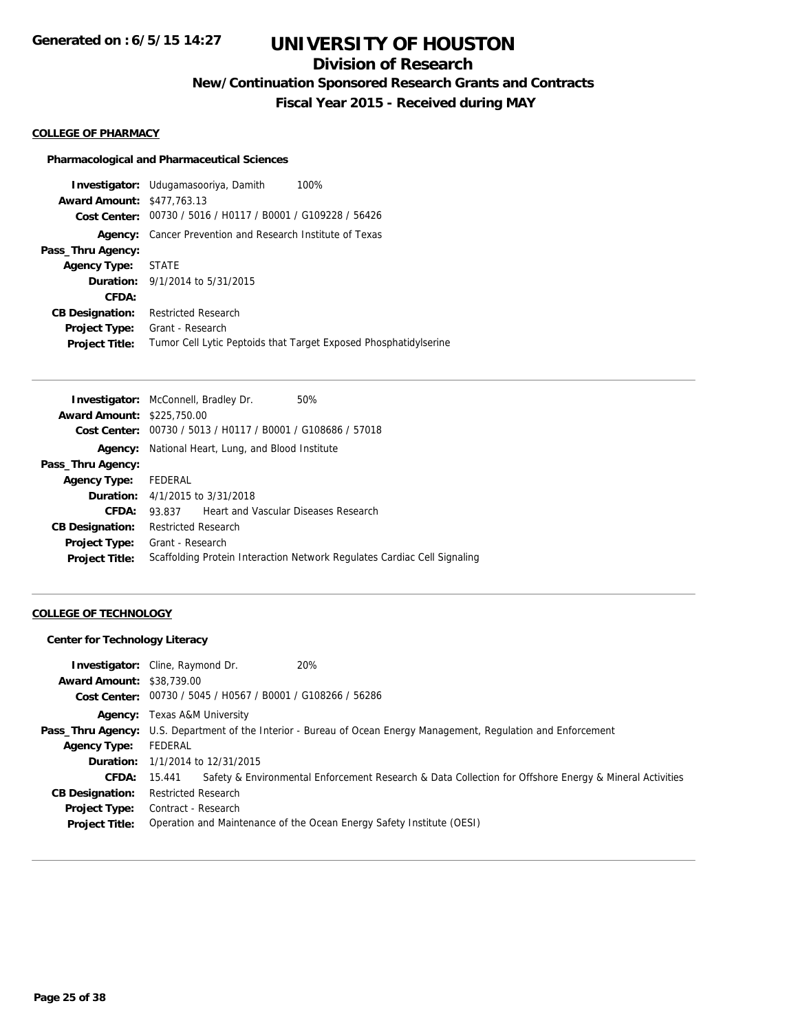# UNIVERSITY OF HOUSTON

## Division of Research

### New/Continuation Sponsored Research Grants and Contracts

### Fiscal Year 2015 - Received during MAY

Generated on : 6/5/15 14:27

**COLLEGE OF PHARMACY**

**Pharmacological and Pharmaceutical Sciences**

**Investigator:** Udugamasooriya, Damith 100%
**Award Amount:** $477,763.13
**Cost Center:** 00730 / 5016 / H0117 / B0001 / G109228 / 56426
**Agency:** Cancer Prevention and Research Institute of Texas
**Pass_Thru Agency:**
**Agency Type:** STATE
**Duration:** 9/1/2014 to 5/31/2015
**CFDA:**
**CB Designation:** Restricted Research
**Project Type:** Grant - Research
**Project Title:** Tumor Cell Lytic Peptoids that Target Exposed Phosphatidylserine

---

**Investigator:** McConnell, Bradley Dr. 50%
**Award Amount:** $225,750.00
**Cost Center:** 00730 / 5013 / H0117 / B0001 / G108686 / 57018
**Agency:** National Heart, Lung, and Blood Institute
**Pass_Thru Agency:**
**Agency Type:** FEDERAL
**Duration:** 4/1/2015 to 3/31/2018
**CFDA:** 93.837 Heart and Vascular Diseases Research
**CB Designation:** Restricted Research
**Project Type:** Grant - Research
**Project Title:** Scaffolding Protein Interaction Network Regulates Cardiac Cell Signaling

---

**COLLEGE OF TECHNOLOGY**

**Center for Technology Literacy**

**Investigator:** Cline, Raymond Dr. 20%
**Award Amount:** $38,739.00
**Cost Center:** 00730 / 5045 / H0567 / B0001 / G108266 / 56286
**Agency:** Texas A&M University
**Pass_Thru Agency:** U.S. Department of the Interior - Bureau of Ocean Energy Management, Regulation and Enforcement
**Agency Type:** FEDERAL
**Duration:** 1/1/2014 to 12/31/2015
**CFDA:** 15.441 Safety & Environmental Enforcement Research & Data Collection for Offshore Energy & Mineral Activities
**CB Designation:** Restricted Research
**Project Type:** Contract - Research
**Project Title:** Operation and Maintenance of the Ocean Energy Safety Institute (OESI)

---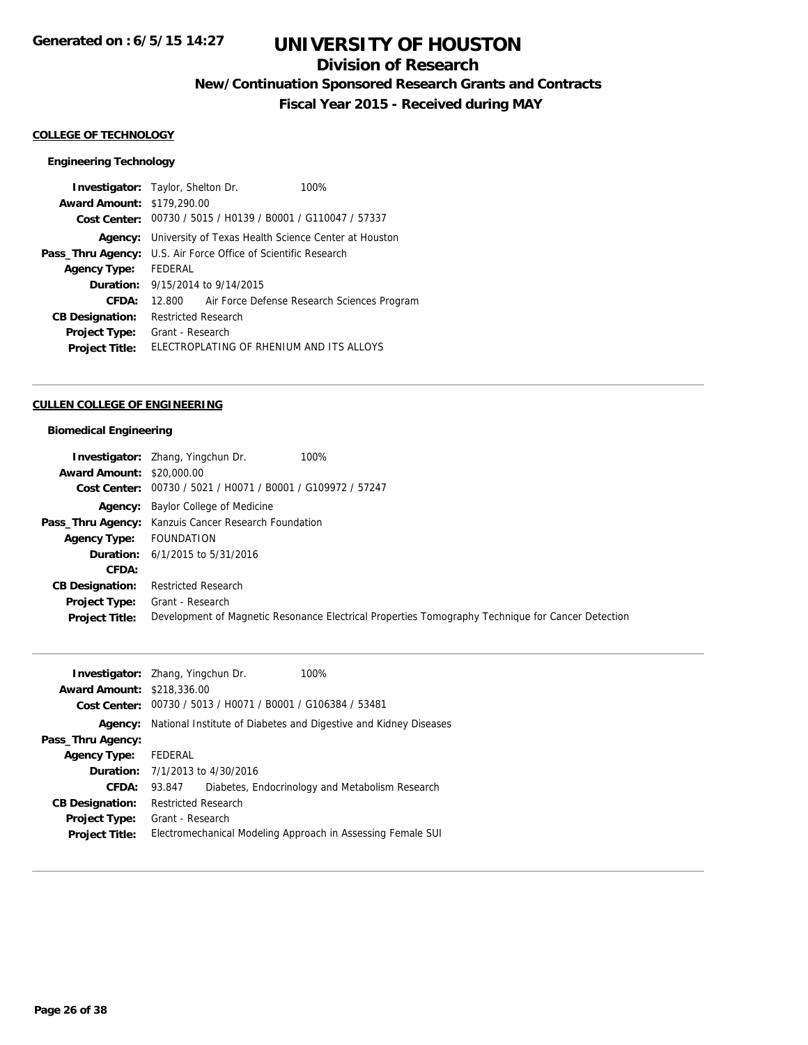**COLLEGE OF TECHNOLOGY**

**Engineering Technology**

| | | |
|---|---|---|
| **Investigator:** | Taylor, Shelton Dr. | 100% |
| **Award Amount:** | $179,290.00 | |
| **Cost Center:** | 00730 / 5015 / H0139 / B0001 / G110047 / 57337 | |
| **Agency:** | University of Texas Health Science Center at Houston | |
| **Pass_Thru Agency:** | U.S. Air Force Office of Scientific Research | |
| **Agency Type:** | FEDERAL | |
| **Duration:** | 9/15/2014 to 9/14/2015 | |
| **CFDA:** | 12.800 Air Force Defense Research Sciences Program | |
| **CB Designation:** | Restricted Research | |
| **Project Type:** | Grant - Research | |
| **Project Title:** | ELECTROPLATING OF RHENIUM AND ITS ALLOYS | |

---

**CULLEN COLLEGE OF ENGINEERING**

**Biomedical Engineering**

| | | |
|---|---|---|
| **Investigator:** | Zhang, Yingchun Dr. | 100% |
| **Award Amount:** | $20,000.00 | |
| **Cost Center:** | 00730 / 5021 / H0071 / B0001 / G109972 / 57247 | |
| **Agency:** | Baylor College of Medicine | |
| **Pass_Thru Agency:** | Kanzuis Cancer Research Foundation | |
| **Agency Type:** | FOUNDATION | |
| **Duration:** | 6/1/2015 to 5/31/2016 | |
| **CFDA:** | | |
| **CB Designation:** | Restricted Research | |
| **Project Type:** | Grant - Research | |
| **Project Title:** | Development of Magnetic Resonance Electrical Properties Tomography Technique for Cancer Detection | |

---

| | | |
|---|---|---|
| **Investigator:** | Zhang, Yingchun Dr. | 100% |
| **Award Amount:** | $218,336.00 | |
| **Cost Center:** | 00730 / 5013 / H0071 / B0001 / G106384 / 53481 | |
| **Agency:** | National Institute of Diabetes and Digestive and Kidney Diseases | |
| **Pass_Thru Agency:** | | |
| **Agency Type:** | FEDERAL | |
| **Duration:** | 7/1/2013 to 4/30/2016 | |
| **CFDA:** | 93.847 Diabetes, Endocrinology and Metabolism Research | |
| **CB Designation:** | Restricted Research | |
| **Project Type:** | Grant - Research | |
| **Project Title:** | Electromechanical Modeling Approach in Assessing Female SUI | |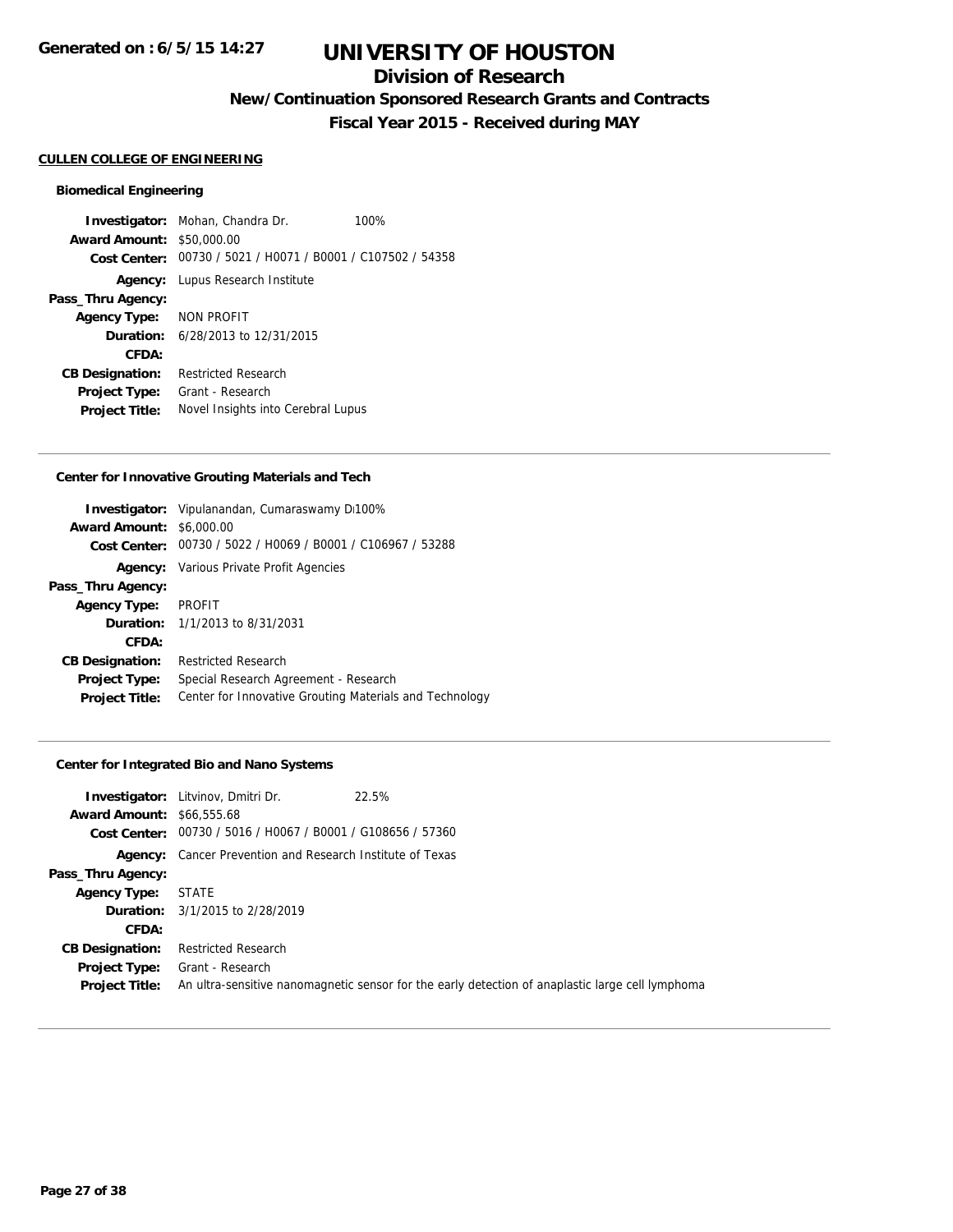# UNIVERSITY OF HOUSTON

## Division of Research

### New/Continuation Sponsored Research Grants and Contracts

### Fiscal Year 2015 - Received during MAY

**CULLEN COLLEGE OF ENGINEERING**

#### Biomedical Engineering

| | |
|---|---|
| **Investigator:** | Mohan, Chandra Dr. 100% |
| **Award Amount:** | $50,000.00 |
| **Cost Center:** | 00730 / 5021 / H0071 / B0001 / C107502 / 54358 |
| **Agency:** | Lupus Research Institute |
| **Pass_Thru Agency:** | |
| **Agency Type:** | NON PROFIT |
| **Duration:** | 6/28/2013 to 12/31/2015 |
| **CFDA:** | |
| **CB Designation:** | Restricted Research |
| **Project Type:** | Grant - Research |
| **Project Title:** | Novel Insights into Cerebral Lupus |

---

#### Center for Innovative Grouting Materials and Tech

| | |
|---|---|
| **Investigator:** | Vipulanandan, Cumaraswamy Dr. 100% |
| **Award Amount:** | $6,000.00 |
| **Cost Center:** | 00730 / 5022 / H0069 / B0001 / C106967 / 53288 |
| **Agency:** | Various Private Profit Agencies |
| **Pass_Thru Agency:** | |
| **Agency Type:** | PROFIT |
| **Duration:** | 1/1/2013 to 8/31/2031 |
| **CFDA:** | |
| **CB Designation:** | Restricted Research |
| **Project Type:** | Special Research Agreement - Research |
| **Project Title:** | Center for Innovative Grouting Materials and Technology |

---

#### Center for Integrated Bio and Nano Systems

| | |
|---|---|
| **Investigator:** | Litvinov, Dmitri Dr. 22.5% |
| **Award Amount:** | $66,555.68 |
| **Cost Center:** | 00730 / 5016 / H0067 / B0001 / G108656 / 57360 |
| **Agency:** | Cancer Prevention and Research Institute of Texas |
| **Pass_Thru Agency:** | |
| **Agency Type:** | STATE |
| **Duration:** | 3/1/2015 to 2/28/2019 |
| **CFDA:** | |
| **CB Designation:** | Restricted Research |
| **Project Type:** | Grant - Research |
| **Project Title:** | An ultra-sensitive nanomagnetic sensor for the early detection of anaplastic large cell lymphoma |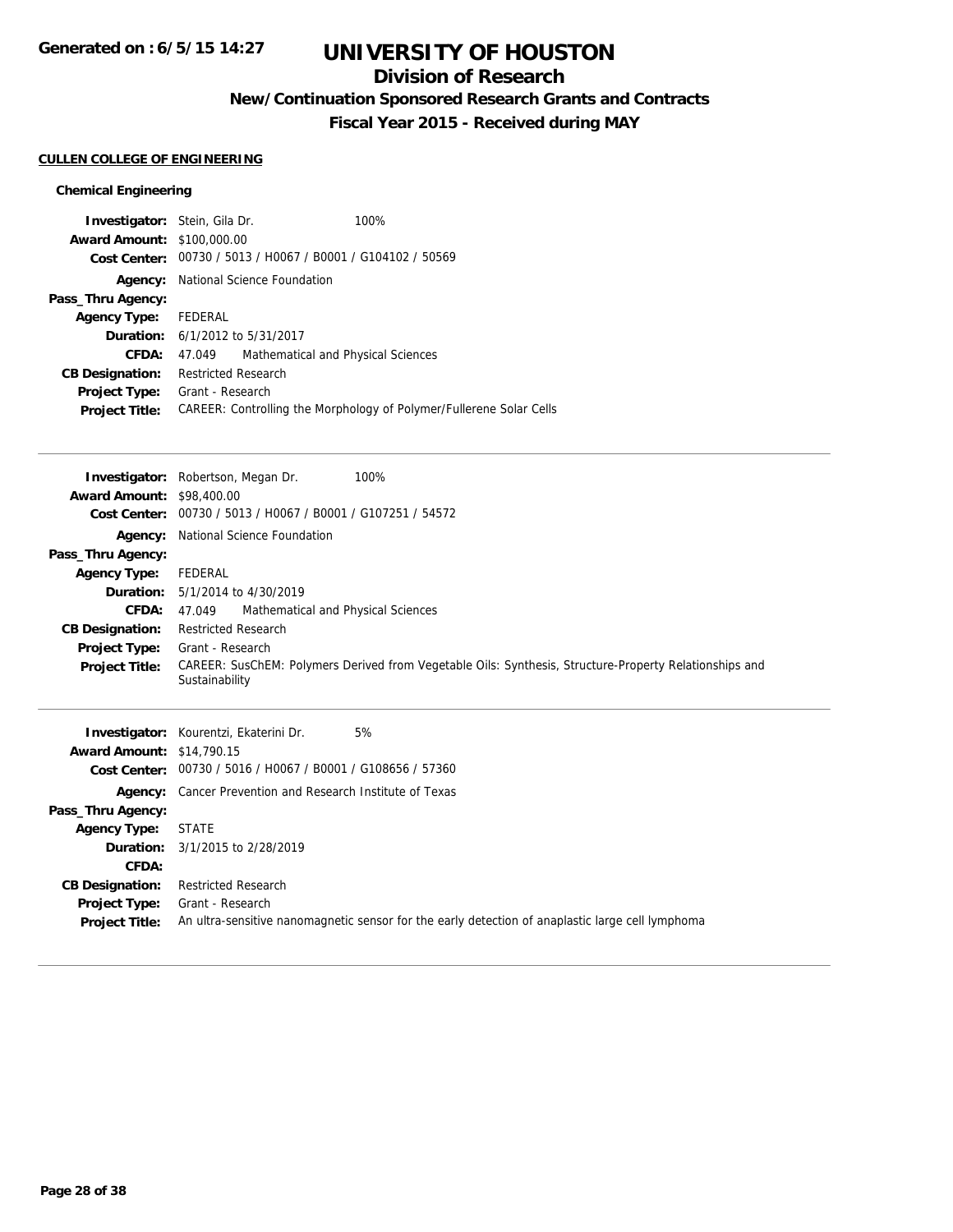# UNIVERSITY OF HOUSTON

## Division of Research

### New/Continuation Sponsored Research Grants and Contracts

### Fiscal Year 2015 - Received during MAY

Generated on : 6/5/15 14:27

**CULLEN COLLEGE OF ENGINEERING**

**Chemical Engineering**

**Investigator:** Stein, Gila Dr. 100%
**Award Amount:** $100,000.00
**Cost Center:** 00730 / 5013 / H0067 / B0001 / G104102 / 50569
**Agency:** National Science Foundation
**Pass_Thru Agency:**
**Agency Type:** FEDERAL
**Duration:** 6/1/2012 to 5/31/2017
**CFDA:** 47.049 Mathematical and Physical Sciences
**CB Designation:** Restricted Research
**Project Type:** Grant - Research
**Project Title:** CAREER: Controlling the Morphology of Polymer/Fullerene Solar Cells

---

**Investigator:** Robertson, Megan Dr. 100%
**Award Amount:** $98,400.00
**Cost Center:** 00730 / 5013 / H0067 / B0001 / G107251 / 54572
**Agency:** National Science Foundation
**Pass_Thru Agency:**
**Agency Type:** FEDERAL
**Duration:** 5/1/2014 to 4/30/2019
**CFDA:** 47.049 Mathematical and Physical Sciences
**CB Designation:** Restricted Research
**Project Type:** Grant - Research
**Project Title:** CAREER: SusChEM: Polymers Derived from Vegetable Oils: Synthesis, Structure-Property Relationships and Sustainability

---

**Investigator:** Kourentzi, Ekaterini Dr. 5%
**Award Amount:** $14,790.15
**Cost Center:** 00730 / 5016 / H0067 / B0001 / G108656 / 57360
**Agency:** Cancer Prevention and Research Institute of Texas
**Pass_Thru Agency:**
**Agency Type:** STATE
**Duration:** 3/1/2015 to 2/28/2019
**CFDA:**
**CB Designation:** Restricted Research
**Project Type:** Grant - Research
**Project Title:** An ultra-sensitive nanomagnetic sensor for the early detection of anaplastic large cell lymphoma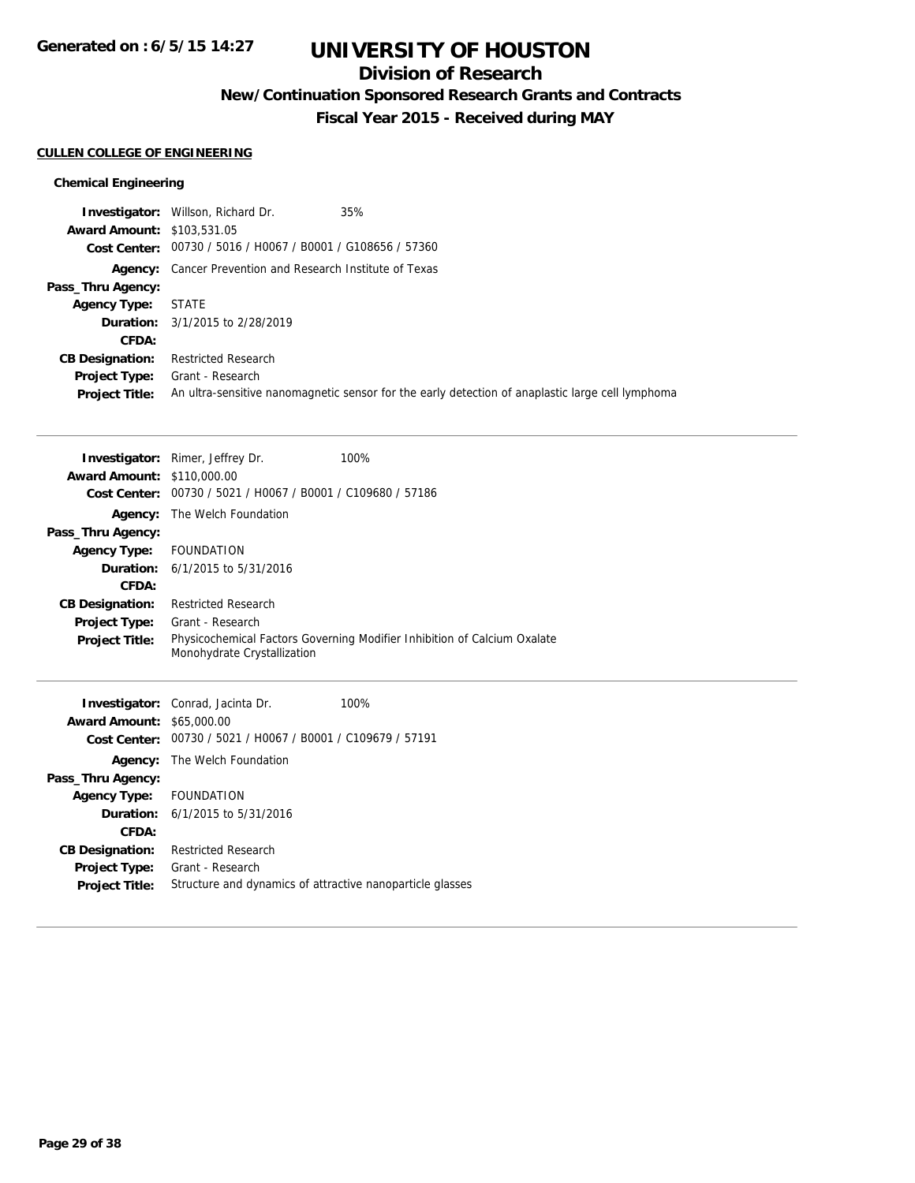# UNIVERSITY OF HOUSTON

## Division of Research

### New/Continuation Sponsored Research Grants and Contracts

### Fiscal Year 2015 - Received during MAY

**CULLEN COLLEGE OF ENGINEERING**

**Chemical Engineering**

**Investigator:** Willson, Richard Dr. 35%
**Award Amount:** \$103,531.05
**Cost Center:** 00730 / 5016 / H0067 / B0001 / G108656 / 57360
**Agency:** Cancer Prevention and Research Institute of Texas
**Pass_Thru Agency:**
**Agency Type:** STATE
**Duration:** 3/1/2015 to 2/28/2019
**CFDA:**
**CB Designation:** Restricted Research
**Project Type:** Grant - Research
**Project Title:** An ultra-sensitive nanomagnetic sensor for the early detection of anaplastic large cell lymphoma

---

**Investigator:** Rimer, Jeffrey Dr. 100%
**Award Amount:** \$110,000.00
**Cost Center:** 00730 / 5021 / H0067 / B0001 / C109680 / 57186
**Agency:** The Welch Foundation
**Pass_Thru Agency:**
**Agency Type:** FOUNDATION
**Duration:** 6/1/2015 to 5/31/2016
**CFDA:**
**CB Designation:** Restricted Research
**Project Type:** Grant - Research
**Project Title:** Physicochemical Factors Governing Modifier Inhibition of Calcium Oxalate Monohydrate Crystallization

---

**Investigator:** Conrad, Jacinta Dr. 100%
**Award Amount:** \$65,000.00
**Cost Center:** 00730 / 5021 / H0067 / B0001 / C109679 / 57191
**Agency:** The Welch Foundation
**Pass_Thru Agency:**
**Agency Type:** FOUNDATION
**Duration:** 6/1/2015 to 5/31/2016
**CFDA:**
**CB Designation:** Restricted Research
**Project Type:** Grant - Research
**Project Title:** Structure and dynamics of attractive nanoparticle glasses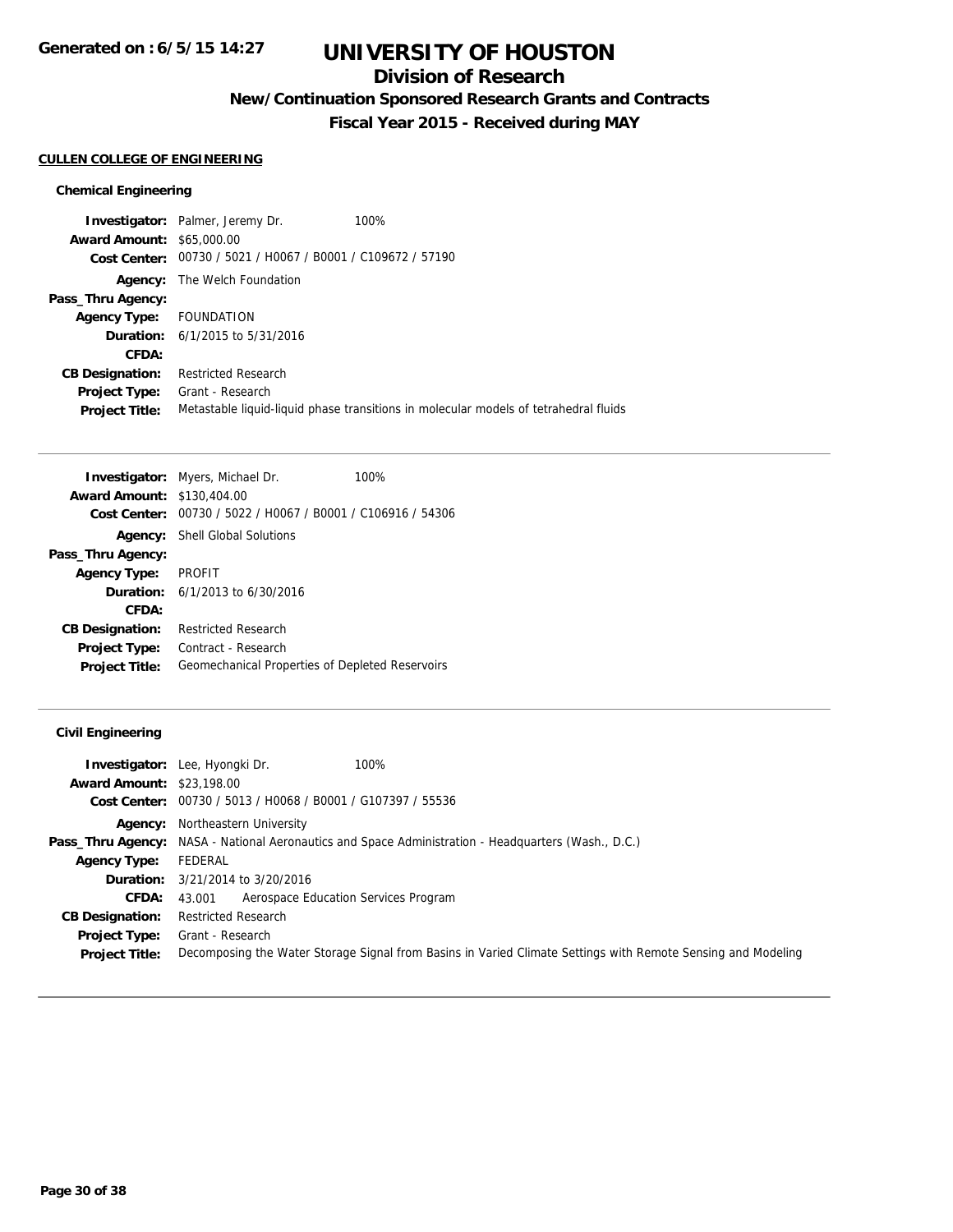# UNIVERSITY OF HOUSTON

## Division of Research

### New/Continuation Sponsored Research Grants and Contracts

### Fiscal Year 2015 - Received during MAY

Generated on : 6/5/15 14:27

**CULLEN COLLEGE OF ENGINEERING**

#### Chemical Engineering

**Investigator:** Palmer, Jeremy Dr. 100%
**Award Amount:** $65,000.00
**Cost Center:** 00730 / 5021 / H0067 / B0001 / C109672 / 57190
**Agency:** The Welch Foundation
**Pass_Thru Agency:**
**Agency Type:** FOUNDATION
**Duration:** 6/1/2015 to 5/31/2016
**CFDA:**
**CB Designation:** Restricted Research
**Project Type:** Grant - Research
**Project Title:** Metastable liquid-liquid phase transitions in molecular models of tetrahedral fluids

---

**Investigator:** Myers, Michael Dr. 100%
**Award Amount:** $130,404.00
**Cost Center:** 00730 / 5022 / H0067 / B0001 / C106916 / 54306
**Agency:** Shell Global Solutions
**Pass_Thru Agency:**
**Agency Type:** PROFIT
**Duration:** 6/1/2013 to 6/30/2016
**CFDA:**
**CB Designation:** Restricted Research
**Project Type:** Contract - Research
**Project Title:** Geomechanical Properties of Depleted Reservoirs

---

#### Civil Engineering

**Investigator:** Lee, Hyongki Dr. 100%
**Award Amount:** $23,198.00
**Cost Center:** 00730 / 5013 / H0068 / B0001 / G107397 / 55536
**Agency:** Northeastern University
**Pass_Thru Agency:** NASA - National Aeronautics and Space Administration - Headquarters (Wash., D.C.)
**Agency Type:** FEDERAL
**Duration:** 3/21/2014 to 3/20/2016
**CFDA:** 43.001 Aerospace Education Services Program
**CB Designation:** Restricted Research
**Project Type:** Grant - Research
**Project Title:** Decomposing the Water Storage Signal from Basins in Varied Climate Settings with Remote Sensing and Modeling

---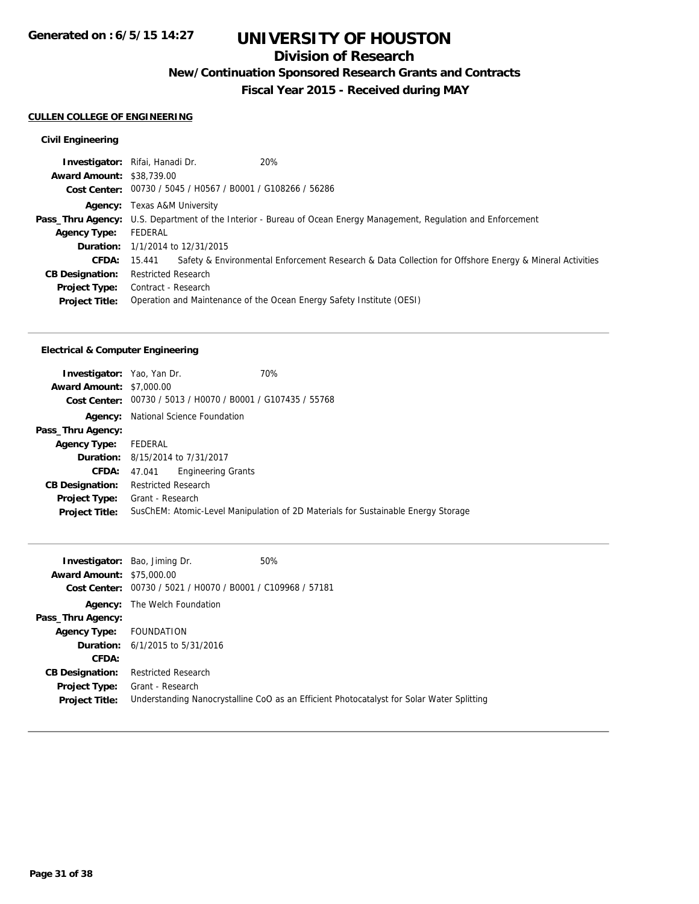# UNIVERSITY OF HOUSTON

## Division of Research

### New/Continuation Sponsored Research Grants and Contracts

### Fiscal Year 2015 - Received during MAY

Generated on : 6/5/15 14:27

**CULLEN COLLEGE OF ENGINEERING**

**Civil Engineering**

**Investigator:** Rifai, Hanadi Dr. 20%
**Award Amount:** $38,739.00
**Cost Center:** 00730 / 5045 / H0567 / B0001 / G108266 / 56286
**Agency:** Texas A&M University
**Pass_Thru Agency:** U.S. Department of the Interior - Bureau of Ocean Energy Management, Regulation and Enforcement
**Agency Type:** FEDERAL
**Duration:** 1/1/2014 to 12/31/2015
**CFDA:** 15.441 Safety & Environmental Enforcement Research & Data Collection for Offshore Energy & Mineral Activities
**CB Designation:** Restricted Research
**Project Type:** Contract - Research
**Project Title:** Operation and Maintenance of the Ocean Energy Safety Institute (OESI)

---

**Electrical & Computer Engineering**

**Investigator:** Yao, Yan Dr. 70%
**Award Amount:** $7,000.00
**Cost Center:** 00730 / 5013 / H0070 / B0001 / G107435 / 55768
**Agency:** National Science Foundation
**Pass_Thru Agency:**
**Agency Type:** FEDERAL
**Duration:** 8/15/2014 to 7/31/2017
**CFDA:** 47.041 Engineering Grants
**CB Designation:** Restricted Research
**Project Type:** Grant - Research
**Project Title:** SusChEM: Atomic-Level Manipulation of 2D Materials for Sustainable Energy Storage

---

**Investigator:** Bao, Jiming Dr. 50%
**Award Amount:** $75,000.00
**Cost Center:** 00730 / 5021 / H0070 / B0001 / C109968 / 57181
**Agency:** The Welch Foundation
**Pass_Thru Agency:**
**Agency Type:** FOUNDATION
**Duration:** 6/1/2015 to 5/31/2016
**CFDA:**
**CB Designation:** Restricted Research
**Project Type:** Grant - Research
**Project Title:** Understanding Nanocrystalline CoO as an Efficient Photocatalyst for Solar Water Splitting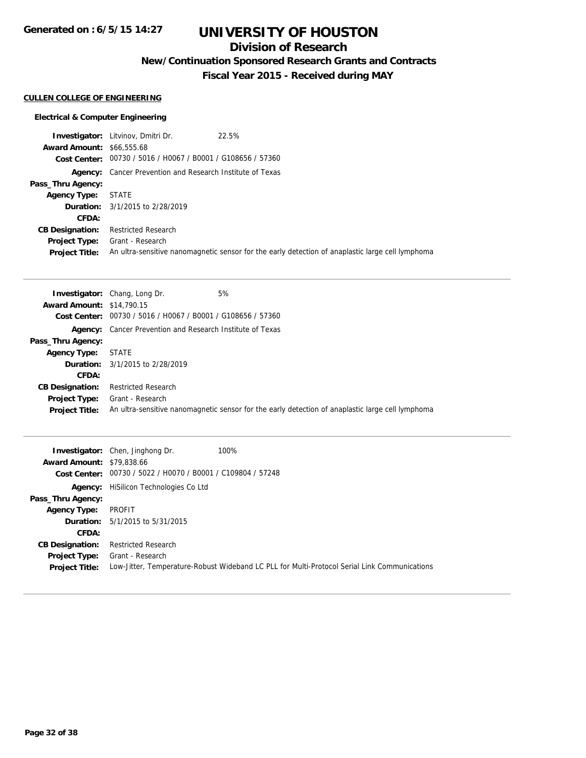# UNIVERSITY OF HOUSTON

## Division of Research

### New/Continuation Sponsored Research Grants and Contracts

### Fiscal Year 2015 - Received during MAY

**CULLEN COLLEGE OF ENGINEERING**

**Electrical & Computer Engineering**

**Investigator:** Litvinov, Dmitri Dr. 22.5%
**Award Amount:** $66,555.68
**Cost Center:** 00730 / 5016 / H0067 / B0001 / G108656 / 57360
**Agency:** Cancer Prevention and Research Institute of Texas
**Pass_Thru Agency:**
**Agency Type:** STATE
**Duration:** 3/1/2015 to 2/28/2019
**CFDA:**
**CB Designation:** Restricted Research
**Project Type:** Grant - Research
**Project Title:** An ultra-sensitive nanomagnetic sensor for the early detection of anaplastic large cell lymphoma

---

**Investigator:** Chang, Long Dr. 5%
**Award Amount:** $14,790.15
**Cost Center:** 00730 / 5016 / H0067 / B0001 / G108656 / 57360
**Agency:** Cancer Prevention and Research Institute of Texas
**Pass_Thru Agency:**
**Agency Type:** STATE
**Duration:** 3/1/2015 to 2/28/2019
**CFDA:**
**CB Designation:** Restricted Research
**Project Type:** Grant - Research
**Project Title:** An ultra-sensitive nanomagnetic sensor for the early detection of anaplastic large cell lymphoma

---

**Investigator:** Chen, Jinghong Dr. 100%
**Award Amount:** $79,838.66
**Cost Center:** 00730 / 5022 / H0070 / B0001 / C109804 / 57248
**Agency:** HiSilicon Technologies Co Ltd
**Pass_Thru Agency:**
**Agency Type:** PROFIT
**Duration:** 5/1/2015 to 5/31/2015
**CFDA:**
**CB Designation:** Restricted Research
**Project Type:** Grant - Research
**Project Title:** Low-Jitter, Temperature-Robust Wideband LC PLL for Multi-Protocol Serial Link Communications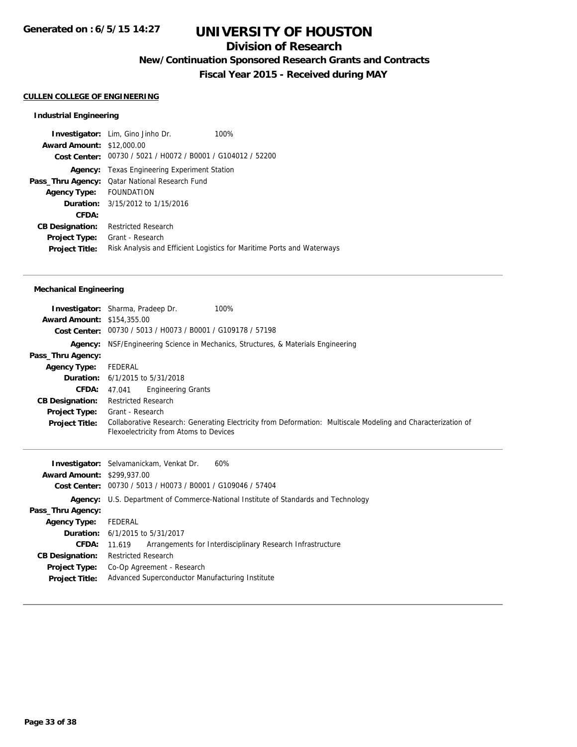# UNIVERSITY OF HOUSTON

## Division of Research

### New/Continuation Sponsored Research Grants and Contracts

### Fiscal Year 2015 - Received during MAY

Generated on : 6/5/15 14:27

**CULLEN COLLEGE OF ENGINEERING**

#### Industrial Engineering

**Investigator:** Lim, Gino Jinho Dr. 100%
**Award Amount:** $12,000.00
**Cost Center:** 00730 / 5021 / H0072 / B0001 / G104012 / 52200
**Agency:** Texas Engineering Experiment Station
**Pass_Thru Agency:** Qatar National Research Fund
**Agency Type:** FOUNDATION
**Duration:** 3/15/2012 to 1/15/2016
**CFDA:**
**CB Designation:** Restricted Research
**Project Type:** Grant - Research
**Project Title:** Risk Analysis and Efficient Logistics for Maritime Ports and Waterways

---

#### Mechanical Engineering

**Investigator:** Sharma, Pradeep Dr. 100%
**Award Amount:** $154,355.00
**Cost Center:** 00730 / 5013 / H0073 / B0001 / G109178 / 57198
**Agency:** NSF/Engineering Science in Mechanics, Structures, & Materials Engineering
**Pass_Thru Agency:**
**Agency Type:** FEDERAL
**Duration:** 6/1/2015 to 5/31/2018
**CFDA:** 47.041 Engineering Grants
**CB Designation:** Restricted Research
**Project Type:** Grant - Research
**Project Title:** Collaborative Research: Generating Electricity from Deformation: Multiscale Modeling and Characterization of Flexoelectricity from Atoms to Devices

---

**Investigator:** Selvamanickam, Venkat Dr. 60%
**Award Amount:** $299,937.00
**Cost Center:** 00730 / 5013 / H0073 / B0001 / G109046 / 57404
**Agency:** U.S. Department of Commerce-National Institute of Standards and Technology
**Pass_Thru Agency:**
**Agency Type:** FEDERAL
**Duration:** 6/1/2015 to 5/31/2017
**CFDA:** 11.619 Arrangements for Interdisciplinary Research Infrastructure
**CB Designation:** Restricted Research
**Project Type:** Co-Op Agreement - Research
**Project Title:** Advanced Superconductor Manufacturing Institute

---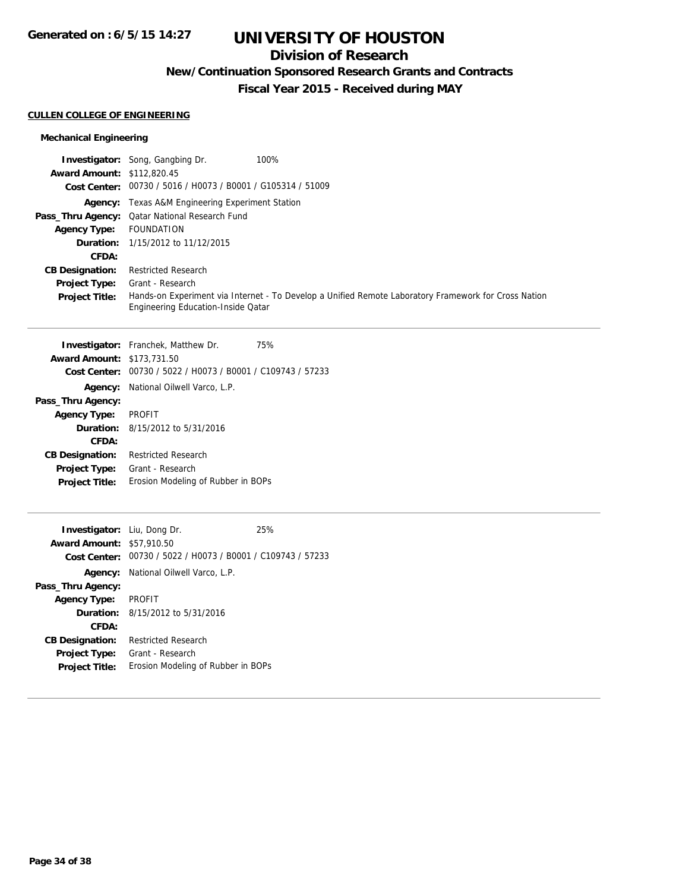# UNIVERSITY OF HOUSTON

## Division of Research

### New/Continuation Sponsored Research Grants and Contracts

### Fiscal Year 2015 - Received during MAY

**CULLEN COLLEGE OF ENGINEERING**

#### Mechanical Engineering

**Investigator:** Song, Gangbing Dr. 100%
**Award Amount:** $112,820.45
**Cost Center:** 00730 / 5016 / H0073 / B0001 / G105314 / 51009
**Agency:** Texas A&M Engineering Experiment Station
**Pass_Thru Agency:** Qatar National Research Fund
**Agency Type:** FOUNDATION
**Duration:** 1/15/2012 to 11/12/2015
**CFDA:**
**CB Designation:** Restricted Research
**Project Type:** Grant - Research
**Project Title:** Hands-on Experiment via Internet - To Develop a Unified Remote Laboratory Framework for Cross Nation Engineering Education-Inside Qatar

---

**Investigator:** Franchek, Matthew Dr. 75%
**Award Amount:** $173,731.50
**Cost Center:** 00730 / 5022 / H0073 / B0001 / C109743 / 57233
**Agency:** National Oilwell Varco, L.P.
**Pass_Thru Agency:**
**Agency Type:** PROFIT
**Duration:** 8/15/2012 to 5/31/2016
**CFDA:**
**CB Designation:** Restricted Research
**Project Type:** Grant - Research
**Project Title:** Erosion Modeling of Rubber in BOPs

---

**Investigator:** Liu, Dong Dr. 25%
**Award Amount:** $57,910.50
**Cost Center:** 00730 / 5022 / H0073 / B0001 / C109743 / 57233
**Agency:** National Oilwell Varco, L.P.
**Pass_Thru Agency:**
**Agency Type:** PROFIT
**Duration:** 8/15/2012 to 5/31/2016
**CFDA:**
**CB Designation:** Restricted Research
**Project Type:** Grant - Research
**Project Title:** Erosion Modeling of Rubber in BOPs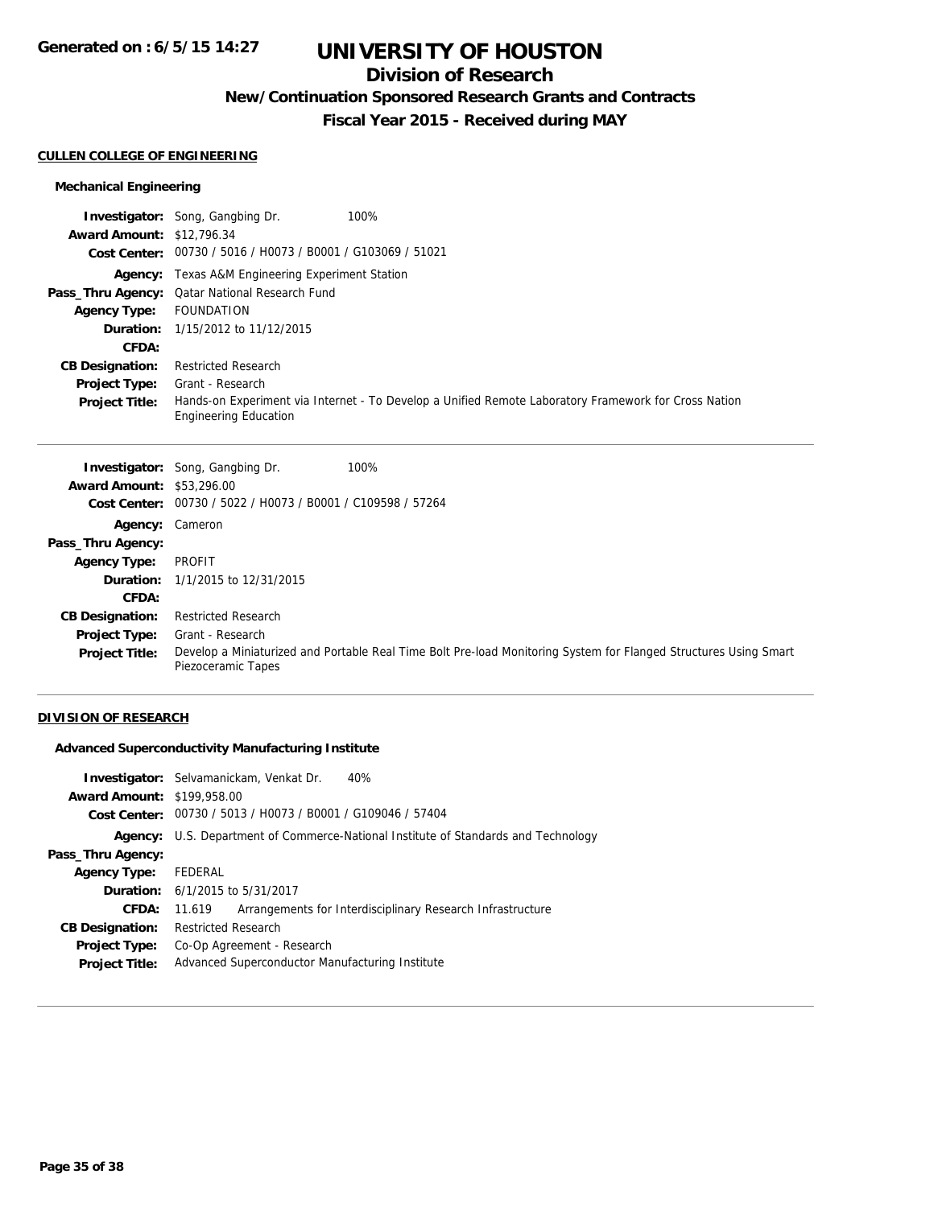# UNIVERSITY OF HOUSTON

## Division of Research

### New/Continuation Sponsored Research Grants and Contracts

### Fiscal Year 2015 - Received during MAY

**Generated on : 6/5/15 14:27**

**CULLEN COLLEGE OF ENGINEERING**

**Mechanical Engineering**

**Investigator:** Song, Gangbing Dr. 100%
**Award Amount:** $12,796.34
**Cost Center:** 00730 / 5016 / H0073 / B0001 / G103069 / 51021
**Agency:** Texas A&M Engineering Experiment Station
**Pass_Thru Agency:** Qatar National Research Fund
**Agency Type:** FOUNDATION
**Duration:** 1/15/2012 to 11/12/2015
**CFDA:**
**CB Designation:** Restricted Research
**Project Type:** Grant - Research
**Project Title:** Hands-on Experiment via Internet - To Develop a Unified Remote Laboratory Framework for Cross Nation Engineering Education

---

**Investigator:** Song, Gangbing Dr. 100%
**Award Amount:** $53,296.00
**Cost Center:** 00730 / 5022 / H0073 / B0001 / C109598 / 57264
**Agency:** Cameron
**Pass_Thru Agency:**
**Agency Type:** PROFIT
**Duration:** 1/1/2015 to 12/31/2015
**CFDA:**
**CB Designation:** Restricted Research
**Project Type:** Grant - Research
**Project Title:** Develop a Miniaturized and Portable Real Time Bolt Pre-load Monitoring System for Flanged Structures Using Smart Piezoceramic Tapes

---

**DIVISION OF RESEARCH**

**Advanced Superconductivity Manufacturing Institute**

**Investigator:** Selvamanickam, Venkat Dr. 40%
**Award Amount:** $199,958.00
**Cost Center:** 00730 / 5013 / H0073 / B0001 / G109046 / 57404
**Agency:** U.S. Department of Commerce-National Institute of Standards and Technology
**Pass_Thru Agency:**
**Agency Type:** FEDERAL
**Duration:** 6/1/2015 to 5/31/2017
**CFDA:** 11.619 Arrangements for Interdisciplinary Research Infrastructure
**CB Designation:** Restricted Research
**Project Type:** Co-Op Agreement - Research
**Project Title:** Advanced Superconductor Manufacturing Institute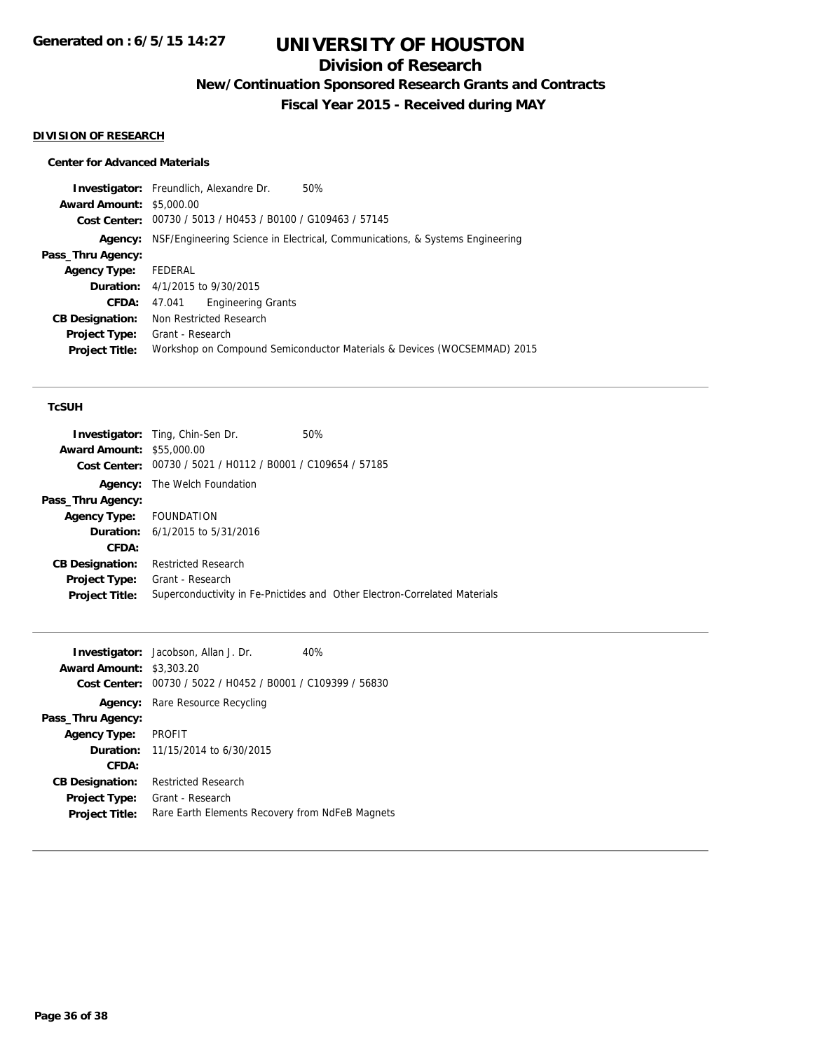**Generated on : 6/5/15 14:27**

# UNIVERSITY OF HOUSTON

## Division of Research

### New/Continuation Sponsored Research Grants and Contracts

### Fiscal Year 2015 - Received during MAY

**DIVISION OF RESEARCH**

**Center for Advanced Materials**

| | |
|---|---|
| **Investigator:** | Freundlich, Alexandre Dr. 50% |
| **Award Amount:** | $5,000.00 |
| **Cost Center:** | 00730 / 5013 / H0453 / B0100 / G109463 / 57145 |
| **Agency:** | NSF/Engineering Science in Electrical, Communications, & Systems Engineering |
| **Pass_Thru Agency:** | |
| **Agency Type:** | FEDERAL |
| **Duration:** | 4/1/2015 to 9/30/2015 |
| **CFDA:** | 47.041 Engineering Grants |
| **CB Designation:** | Non Restricted Research |
| **Project Type:** | Grant - Research |
| **Project Title:** | Workshop on Compound Semiconductor Materials & Devices (WOCSEMMAD) 2015 |

**TcSUH**

| | |
|---|---|
| **Investigator:** | Ting, Chin-Sen Dr. 50% |
| **Award Amount:** | $55,000.00 |
| **Cost Center:** | 00730 / 5021 / H0112 / B0001 / C109654 / 57185 |
| **Agency:** | The Welch Foundation |
| **Pass_Thru Agency:** | |
| **Agency Type:** | FOUNDATION |
| **Duration:** | 6/1/2015 to 5/31/2016 |
| **CFDA:** | |
| **CB Designation:** | Restricted Research |
| **Project Type:** | Grant - Research |
| **Project Title:** | Superconductivity in Fe-Pnictides and Other Electron-Correlated Materials |

| | |
|---|---|
| **Investigator:** | Jacobson, Allan J. Dr. 40% |
| **Award Amount:** | $3,303.20 |
| **Cost Center:** | 00730 / 5022 / H0452 / B0001 / C109399 / 56830 |
| **Agency:** | Rare Resource Recycling |
| **Pass_Thru Agency:** | |
| **Agency Type:** | PROFIT |
| **Duration:** | 11/15/2014 to 6/30/2015 |
| **CFDA:** | |
| **CB Designation:** | Restricted Research |
| **Project Type:** | Grant - Research |
| **Project Title:** | Rare Earth Elements Recovery from NdFeB Magnets |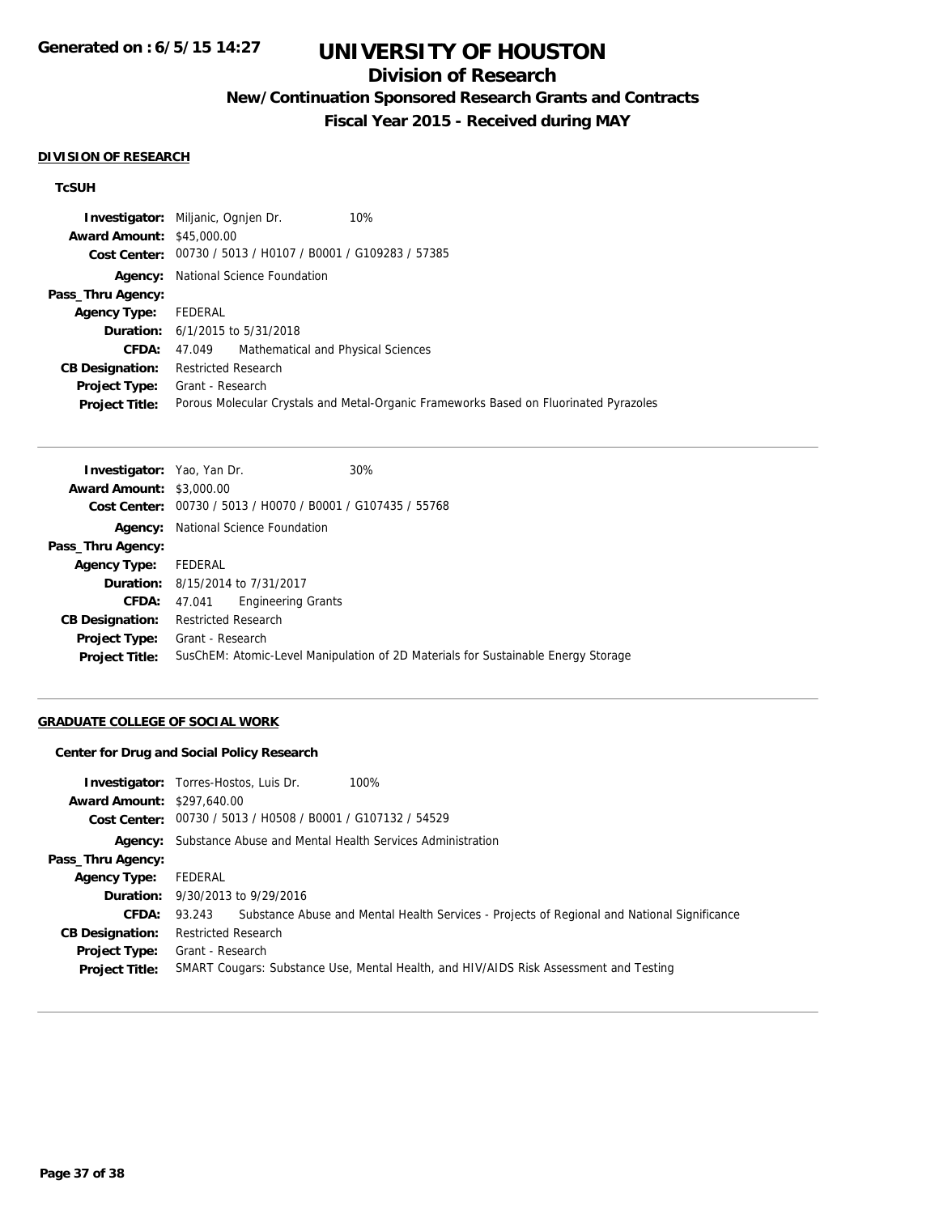# UNIVERSITY OF HOUSTON

## Division of Research

### New/Continuation Sponsored Research Grants and Contracts

### Fiscal Year 2015 - Received during MAY

**DIVISION OF RESEARCH**

**TcSUH**

| | |
|---|---|
| **Investigator:** | Miljanic, Ognjen Dr. 10% |
| **Award Amount:** | $45,000.00 |
| **Cost Center:** | 00730 / 5013 / H0107 / B0001 / G109283 / 57385 |
| **Agency:** | National Science Foundation |
| **Pass_Thru Agency:** | |
| **Agency Type:** | FEDERAL |
| **Duration:** | 6/1/2015 to 5/31/2018 |
| **CFDA:** | 47.049 Mathematical and Physical Sciences |
| **CB Designation:** | Restricted Research |
| **Project Type:** | Grant - Research |
| **Project Title:** | Porous Molecular Crystals and Metal-Organic Frameworks Based on Fluorinated Pyrazoles |

| | |
|---|---|
| **Investigator:** | Yao, Yan Dr. 30% |
| **Award Amount:** | $3,000.00 |
| **Cost Center:** | 00730 / 5013 / H0070 / B0001 / G107435 / 55768 |
| **Agency:** | National Science Foundation |
| **Pass_Thru Agency:** | |
| **Agency Type:** | FEDERAL |
| **Duration:** | 8/15/2014 to 7/31/2017 |
| **CFDA:** | 47.041 Engineering Grants |
| **CB Designation:** | Restricted Research |
| **Project Type:** | Grant - Research |
| **Project Title:** | SusChEM: Atomic-Level Manipulation of 2D Materials for Sustainable Energy Storage |

**GRADUATE COLLEGE OF SOCIAL WORK**

**Center for Drug and Social Policy Research**

| | |
|---|---|
| **Investigator:** | Torres-Hostos, Luis Dr. 100% |
| **Award Amount:** | $297,640.00 |
| **Cost Center:** | 00730 / 5013 / H0508 / B0001 / G107132 / 54529 |
| **Agency:** | Substance Abuse and Mental Health Services Administration |
| **Pass_Thru Agency:** | |
| **Agency Type:** | FEDERAL |
| **Duration:** | 9/30/2013 to 9/29/2016 |
| **CFDA:** | 93.243 Substance Abuse and Mental Health Services - Projects of Regional and National Significance |
| **CB Designation:** | Restricted Research |
| **Project Type:** | Grant - Research |
| **Project Title:** | SMART Cougars: Substance Use, Mental Health, and HIV/AIDS Risk Assessment and Testing |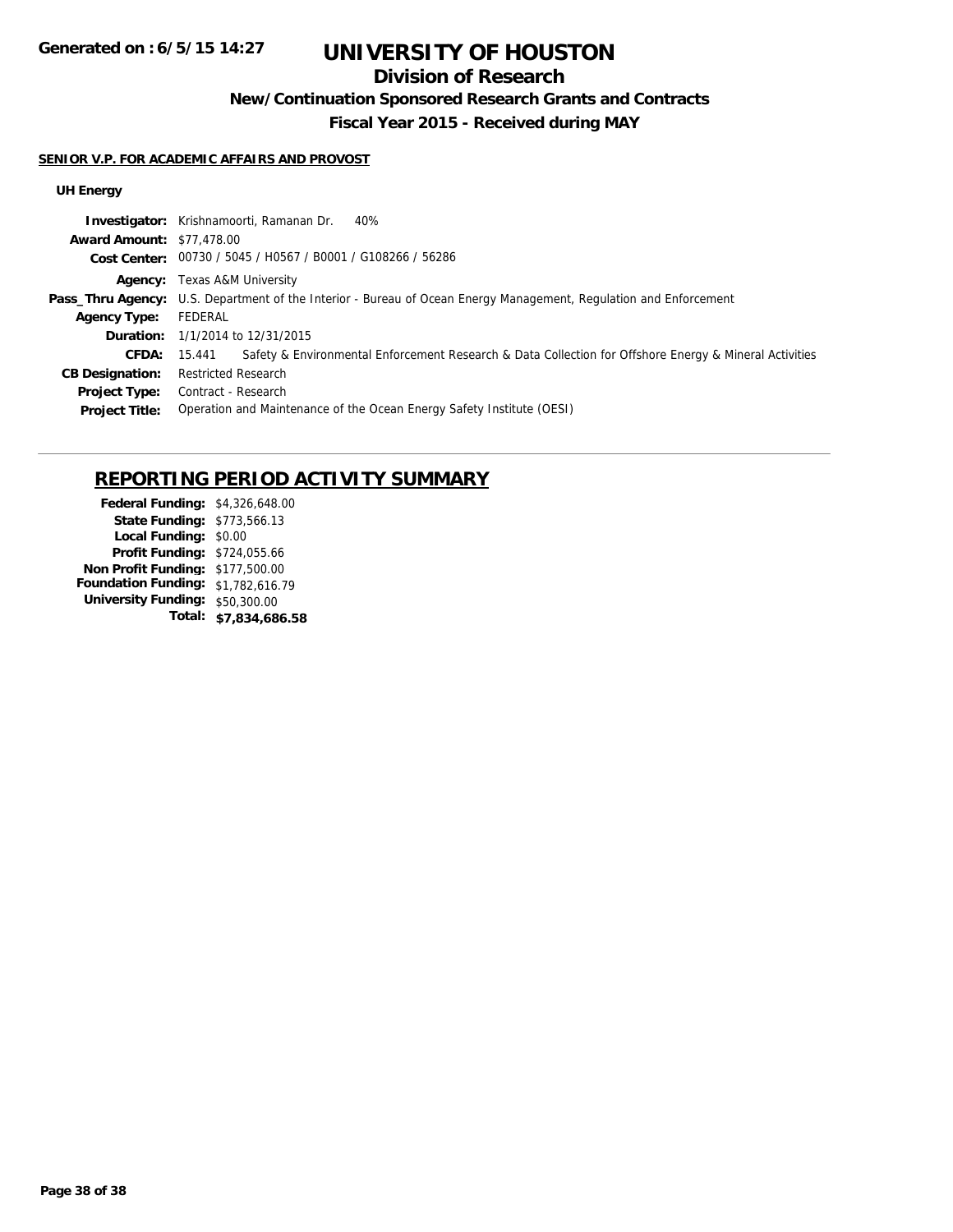# UNIVERSITY OF HOUSTON

## Division of Research

### New/Continuation Sponsored Research Grants and Contracts

### Fiscal Year 2015 - Received during MAY

Generated on : 6/5/15 14:27

**SENIOR V.P. FOR ACADEMIC AFFAIRS AND PROVOST**

**UH Energy**

| | |
|---|---|
| **Investigator:** | Krishnamoorti, Ramanan Dr. 40% |
| **Award Amount:** | $77,478.00 |
| **Cost Center:** | 00730 / 5045 / H0567 / B0001 / G108266 / 56286 |
| **Agency:** | Texas A&M University |
| **Pass_Thru Agency:** | U.S. Department of the Interior - Bureau of Ocean Energy Management, Regulation and Enforcement |
| **Agency Type:** | FEDERAL |
| **Duration:** | 1/1/2014 to 12/31/2015 |
| **CFDA:** | 15.441 Safety & Environmental Enforcement Research & Data Collection for Offshore Energy & Mineral Activities |
| **CB Designation:** | Restricted Research |
| **Project Type:** | Contract - Research |
| **Project Title:** | Operation and Maintenance of the Ocean Energy Safety Institute (OESI) |

## REPORTING PERIOD ACTIVITY SUMMARY

| | |
|---|---|
| **Federal Funding:** | $4,326,648.00 |
| **State Funding:** | $773,566.13 |
| **Local Funding:** | $0.00 |
| **Profit Funding:** | $724,055.66 |
| **Non Profit Funding:** | $177,500.00 |
| **Foundation Funding:** | $1,782,616.79 |
| **University Funding:** | $50,300.00 |
| **Total:** | **$7,834,686.58** |